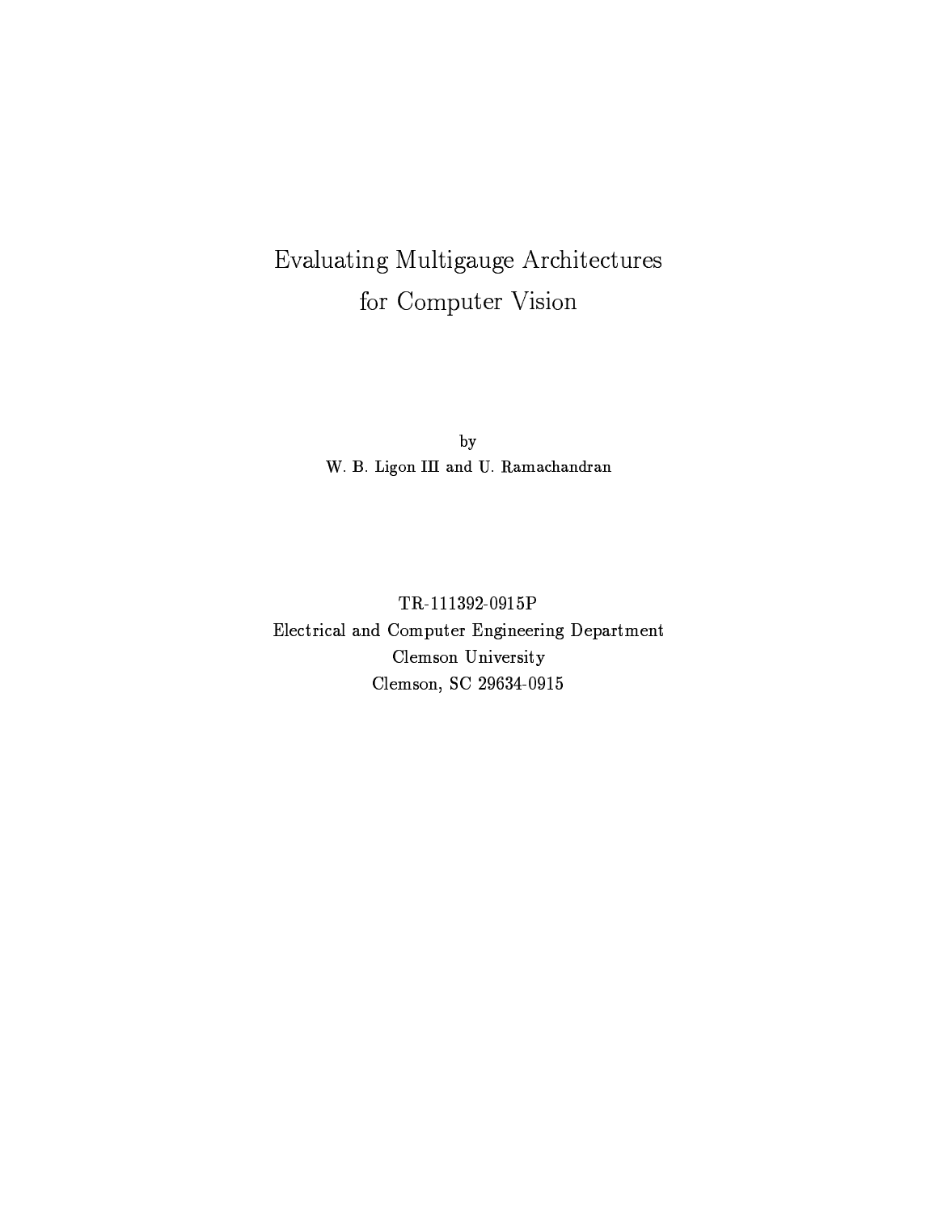# Evaluating Multigauge Architectures for Computer Vision

by

W. B. Ligon III and U. Ramachandran

TR-111392-0915P

Electrical and Computer Engineering Department

Clemson University

Clemson, SC 29634-0915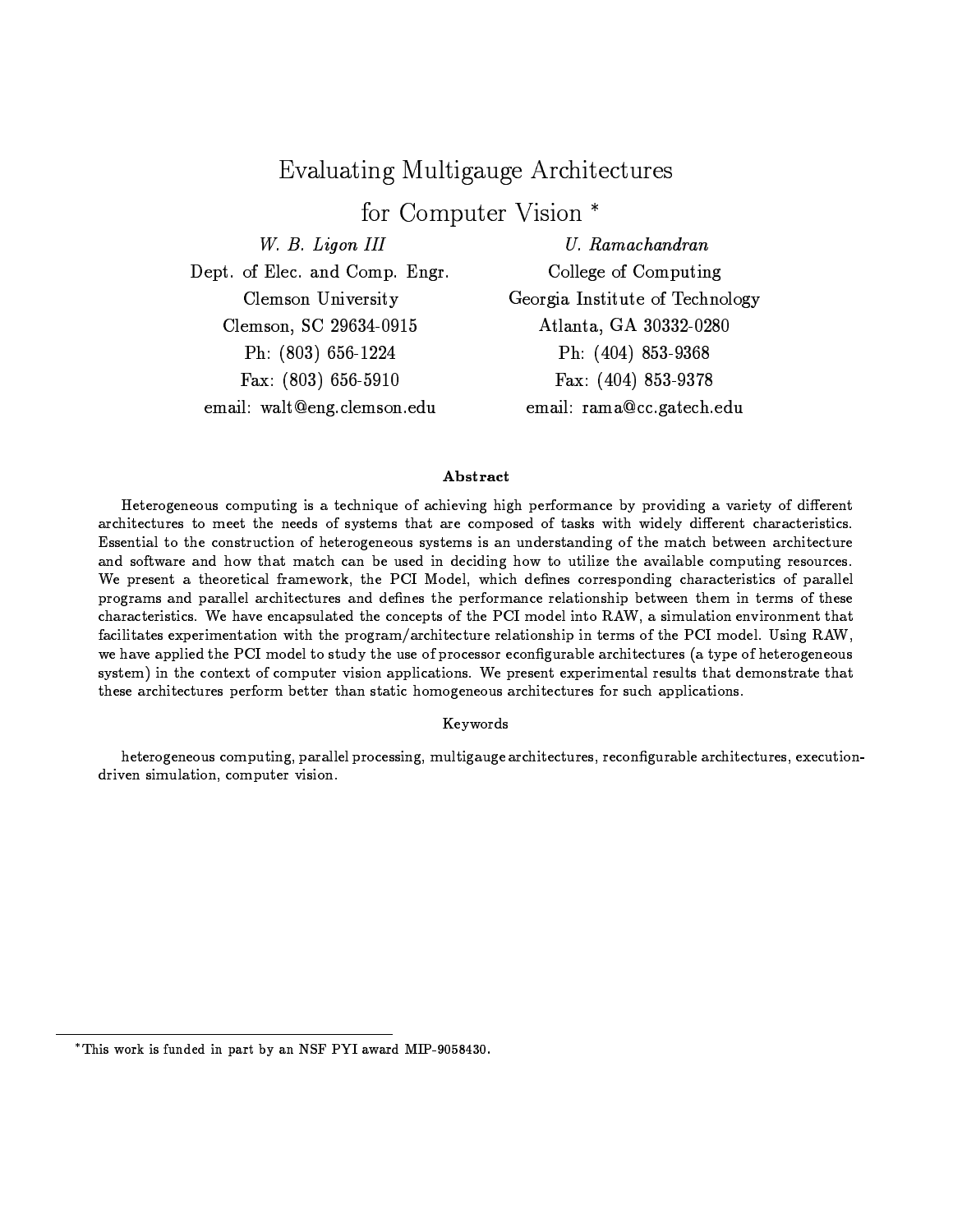# Evaluating Multigauge Architectures for Computer Vision *

*W. B. Ligon III*
Dept. of Elec. and Comp. Engr.
Clemson University
Clemson, SC 29634-0915
Ph: (803) 656-1224
Fax: (803) 656-5910
email: walt@eng.clemson.edu

*U. Ramachandran*
College of Computing
Georgia Institute of Technology
Atlanta, GA 30332-0280
Ph: (404) 853-9368
Fax: (404) 853-9378
email: rama@cc.gatech.edu

**Abstract**

Heterogeneous computing is a technique of achieving high performance by providing a variety of different architectures to meet the needs of systems that are composed of tasks with widely different characteristics. Essential to the construction of heterogeneous systems is an understanding of the match between architecture and software and how that match can be used in deciding how to utilize the available computing resources. We present a theoretical framework, the PCI Model, which defines corresponding characteristics of parallel programs and parallel architectures and defines the performance relationship between them in terms of these characteristics. We have encapsulated the concepts of the PCI model into RAW, a simulation environment that facilitates experimentation with the program/architecture relationship in terms of the PCI model. Using RAW, we have applied the PCI model to study the use of processor econfigurable architectures (a type of heterogeneous system) in the context of computer vision applications. We present experimental results that demonstrate that these architectures perform better than static homogeneous architectures for such applications.

Keywords

heterogeneous computing, parallel processing, multigauge architectures, reconfigurable architectures, execution-driven simulation, computer vision.

*This work is funded in part by an NSF PYI award MIP-9058430.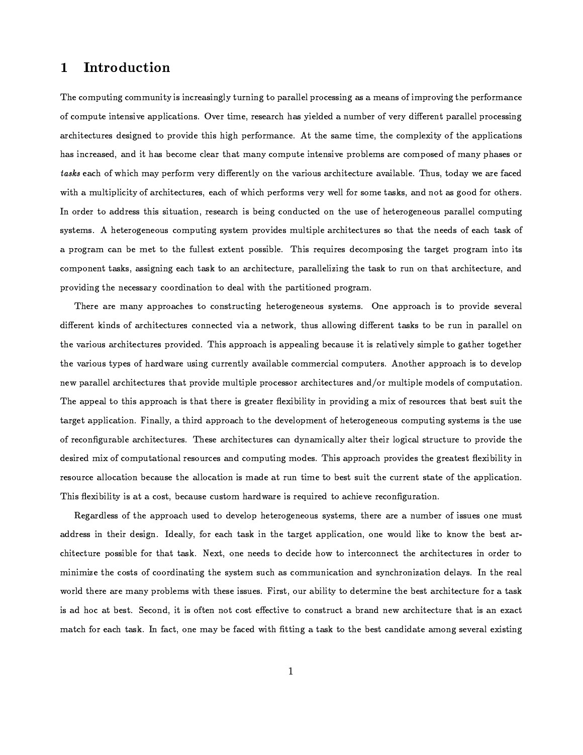# 1 Introduction

The computing community is increasingly turning to parallel processing as a means of improving the performance of compute intensive applications. Over time, research has yielded a number of very different parallel processing architectures designed to provide this high performance. At the same time, the complexity of the applications has increased, and it has become clear that many compute intensive problems are composed of many phases or *tasks* each of which may perform very differently on the various architecture available. Thus, today we are faced with a multiplicity of architectures, each of which performs very well for some tasks, and not as good for others. In order to address this situation, research is being conducted on the use of heterogeneous parallel computing systems. A heterogeneous computing system provides multiple architectures so that the needs of each task of a program can be met to the fullest extent possible. This requires decomposing the target program into its component tasks, assigning each task to an architecture, parallelizing the task to run on that architecture, and providing the necessary coordination to deal with the partitioned program.

There are many approaches to constructing heterogeneous systems. One approach is to provide several different kinds of architectures connected via a network, thus allowing different tasks to be run in parallel on the various architectures provided. This approach is appealing because it is relatively simple to gather together the various types of hardware using currently available commercial computers. Another approach is to develop new parallel architectures that provide multiple processor architectures and/or multiple models of computation. The appeal to this approach is that there is greater flexibility in providing a mix of resources that best suit the target application. Finally, a third approach to the development of heterogeneous computing systems is the use of reconfigurable architectures. These architectures can dynamically alter their logical structure to provide the desired mix of computational resources and computing modes. This approach provides the greatest flexibility in resource allocation because the allocation is made at run time to best suit the current state of the application. This flexibility is at a cost, because custom hardware is required to achieve reconfiguration.

Regardless of the approach used to develop heterogeneous systems, there are a number of issues one must address in their design. Ideally, for each task in the target application, one would like to know the best architecture possible for that task. Next, one needs to decide how to interconnect the architectures in order to minimize the costs of coordinating the system such as communication and synchronization delays. In the real world there are many problems with these issues. First, our ability to determine the best architecture for a task is ad hoc at best. Second, it is often not cost effective to construct a brand new architecture that is an exact match for each task. In fact, one may be faced with fitting a task to the best candidate among several existing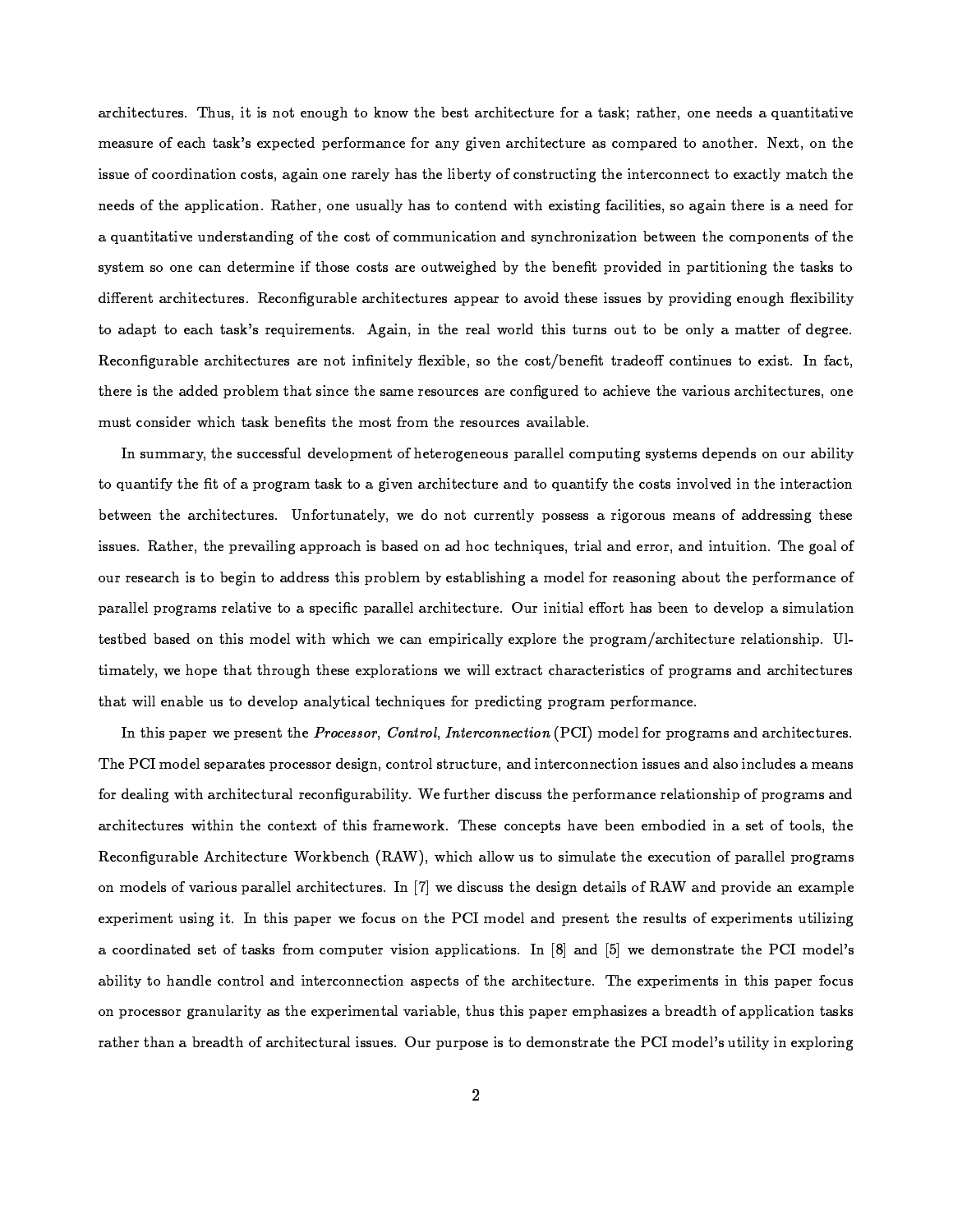architectures. Thus, it is not enough to know the best architecture for a task; rather, one needs a quantitative measure of each task's expected performance for any given architecture as compared to another. Next, on the issue of coordination costs, again one rarely has the liberty of constructing the interconnect to exactly match the needs of the application. Rather, one usually has to contend with existing facilities, so again there is a need for a quantitative understanding of the cost of communication and synchronization between the components of the system so one can determine if those costs are outweighed by the benefit provided in partitioning the tasks to different architectures. Reconfigurable architectures appear to avoid these issues by providing enough flexibility to adapt to each task's requirements. Again, in the real world this turns out to be only a matter of degree. Reconfigurable architectures are not infinitely flexible, so the cost/benefit tradeoff continues to exist. In fact, there is the added problem that since the same resources are configured to achieve the various architectures, one must consider which task benefits the most from the resources available.

In summary, the successful development of heterogeneous parallel computing systems depends on our ability to quantify the fit of a program task to a given architecture and to quantify the costs involved in the interaction between the architectures. Unfortunately, we do not currently possess a rigorous means of addressing these issues. Rather, the prevailing approach is based on ad hoc techniques, trial and error, and intuition. The goal of our research is to begin to address this problem by establishing a model for reasoning about the performance of parallel programs relative to a specific parallel architecture. Our initial effort has been to develop a simulation testbed based on this model with which we can empirically explore the program/architecture relationship. Ultimately, we hope that through these explorations we will extract characteristics of programs and architectures that will enable us to develop analytical techniques for predicting program performance.

In this paper we present the *Processor*, *Control*, *Interconnection* (PCI) model for programs and architectures. The PCI model separates processor design, control structure, and interconnection issues and also includes a means for dealing with architectural reconfigurability. We further discuss the performance relationship of programs and architectures within the context of this framework. These concepts have been embodied in a set of tools, the Reconfigurable Architecture Workbench (RAW), which allow us to simulate the execution of parallel programs on models of various parallel architectures. In [7] we discuss the design details of RAW and provide an example experiment using it. In this paper we focus on the PCI model and present the results of experiments utilizing a coordinated set of tasks from computer vision applications. In [8] and [5] we demonstrate the PCI model's ability to handle control and interconnection aspects of the architecture. The experiments in this paper focus on processor granularity as the experimental variable, thus this paper emphasizes a breadth of application tasks rather than a breadth of architectural issues. Our purpose is to demonstrate the PCI model's utility in exploring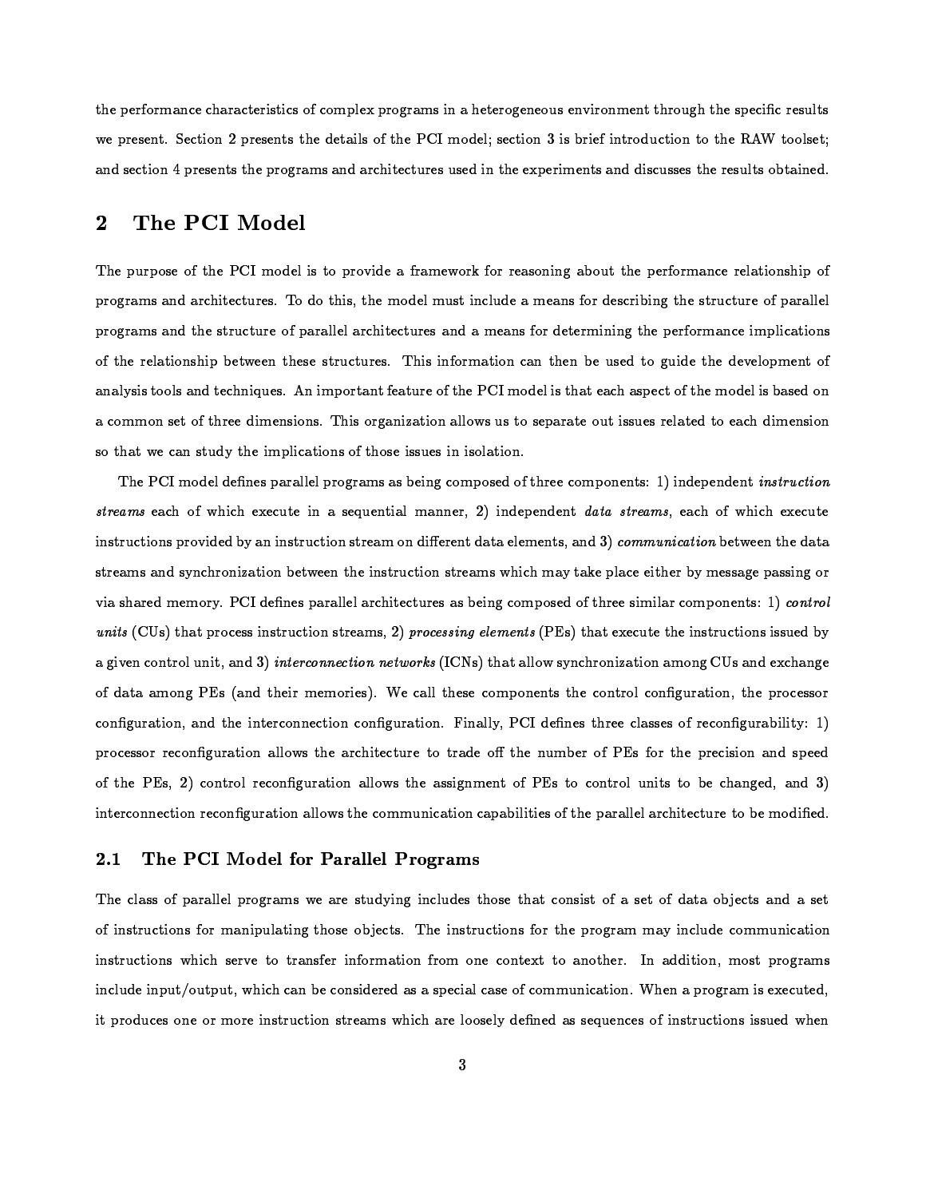the performance characteristics of complex programs in a heterogeneous environment through the specific results we present. Section **2** presents the details of the PCI model; section **3** is brief introduction to the RAW toolset; and section 4 presents the programs and architectures used in the experiments and discusses the results obtained.

# 2 The PCI Model

The purpose of the PCI model is to provide a framework for reasoning about the performance relationship of programs and architectures. To do this, the model must include a means for describing the structure of parallel programs and the structure of parallel architectures and a means for determining the performance implications of the relationship between these structures. This information can then be used to guide the development of analysis tools and techniques. An important feature of the PCI model is that each aspect of the model is based on a common set of three dimensions. This organization allows us to separate out issues related to each dimension so that we can study the implications of those issues in isolation.

The PCI model defines parallel programs as being composed of three components: 1) independent *instruction streams* each of which execute in a sequential manner, 2) independent *data streams*, each of which execute instructions provided by an instruction stream on different data elements, and **3**) *communication* between the data streams and synchronization between the instruction streams which may take place either by message passing or via shared memory. PCI defines parallel architectures as being composed of three similar components: 1) *control units* (CUs) that process instruction streams, 2) *processing elements* (PEs) that execute the instructions issued by a given control unit, and **3**) *interconnection networks* (ICNs) that allow synchronization among CUs and exchange of data among PEs (and their memories). We call these components the control configuration, the processor configuration, and the interconnection configuration. Finally, PCI defines three classes of reconfigurability: 1) processor reconfiguration allows the architecture to trade off the number of PEs for the precision and speed of the PEs, 2) control reconfiguration allows the assignment of PEs to control units to be changed, and **3**) interconnection reconfiguration allows the communication capabilities of the parallel architecture to be modified.

## 2.1 The PCI Model for Parallel Programs

The class of parallel programs we are studying includes those that consist of a set of data objects and a set of instructions for manipulating those objects. The instructions for the program may include communication instructions which serve to transfer information from one context to another. In addition, most programs include input/output, which can be considered as a special case of communication. When a program is executed, it produces one or more instruction streams which are loosely defined as sequences of instructions issued when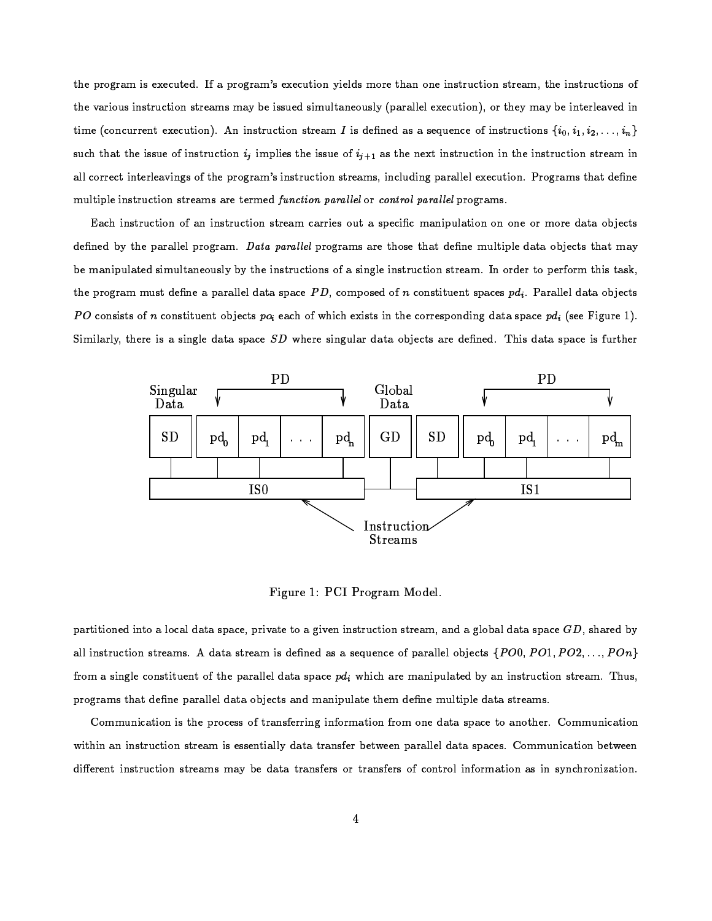the program is executed. If a program's execution yields more than one instruction stream, the instructions of the various instruction streams may be issued simultaneously (parallel execution), or they may be interleaved in time (concurrent execution). An instruction stream $I$ is defined as a sequence of instructions $\{i_0, i_1, i_2, \ldots, i_n\}$ such that the issue of instruction $i_j$ implies the issue of $i_{j+1}$ as the next instruction in the instruction stream in all correct interleavings of the program's instruction streams, including parallel execution. Programs that define multiple instruction streams are termed *function parallel* or *control parallel* programs.

Each instruction of an instruction stream carries out a specific manipulation on one or more data objects defined by the parallel program. *Data parallel* programs are those that define multiple data objects that may be manipulated simultaneously by the instructions of a single instruction stream. In order to perform this task, the program must define a parallel data space $PD$, composed of $n$ constituent spaces $pd_i$. Parallel data objects $PO$ consists of $n$ constituent objects $po_i$ each of which exists in the corresponding data space $pd_i$ (see Figure 1). Similarly, there is a single data space $SD$ where singular data objects are defined. This data space is further

Figure 1: PCI Program Model.

partitioned into a local data space, private to a given instruction stream, and a global data space $GD$, shared by all instruction streams. A data stream is defined as a sequence of parallel objects $\{PO0, PO1, PO2, \ldots, POn\}$ from a single constituent of the parallel data space $pd_i$ which are manipulated by an instruction stream. Thus, programs that define parallel data objects and manipulate them define multiple data streams.

Communication is the process of transferring information from one data space to another. Communication within an instruction stream is essentially data transfer between parallel data spaces. Communication between different instruction streams may be data transfers or transfers of control information as in synchronization.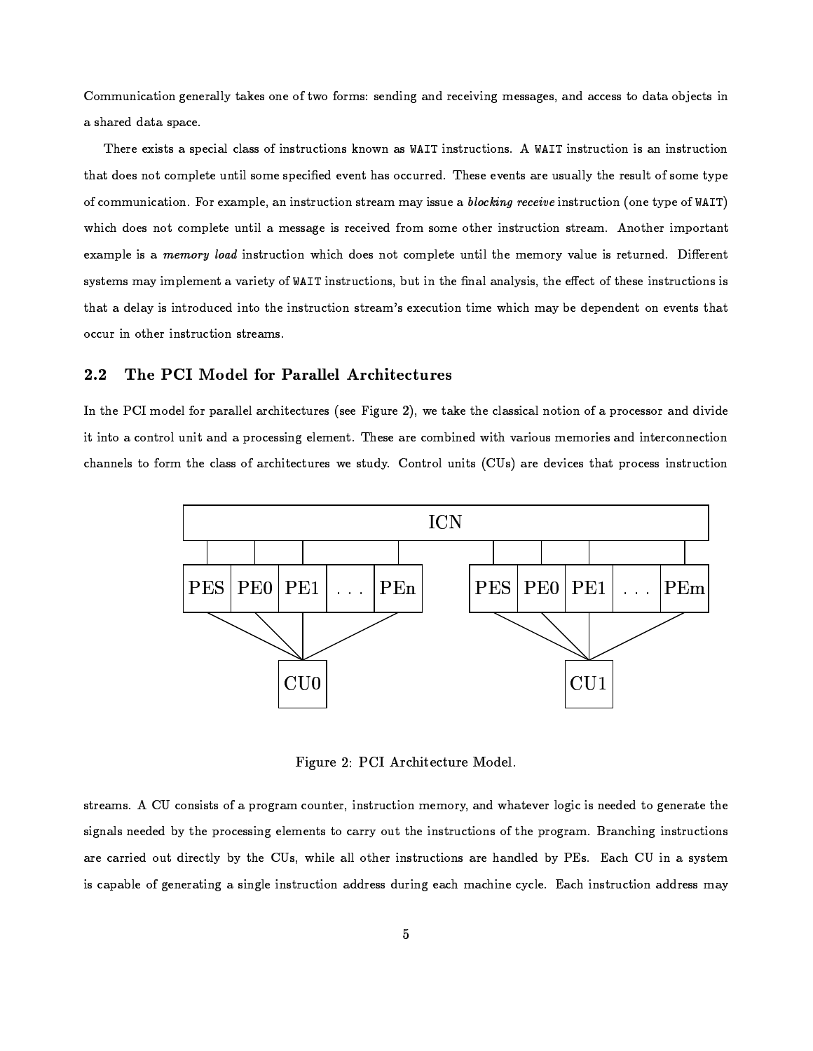Communication generally takes one of two forms: sending and receiving messages, and access to data objects in a shared data space.

There exists a special class of instructions known as `WAIT` instructions. A `WAIT` instruction is an instruction that does not complete until some specified event has occurred. These events are usually the result of some type of communication. For example, an instruction stream may issue a *blocking receive* instruction (one type of `WAIT`) which does not complete until a message is received from some other instruction stream. Another important example is a *memory load* instruction which does not complete until the memory value is returned. Different systems may implement a variety of `WAIT` instructions, but in the final analysis, the effect of these instructions is that a delay is introduced into the instruction stream's execution time which may be dependent on events that occur in other instruction streams.

## 2.2 The PCI Model for Parallel Architectures

In the PCI model for parallel architectures (see Figure 2), we take the classical notion of a processor and divide it into a control unit and a processing element. These are combined with various memories and interconnection channels to form the class of architectures we study. Control units (CUs) are devices that process instruction

```
                               ICN
 ----------------------------------------------------------------
 PES | PE0 | PE1 | ... | PEn        PES | PE0 | PE1 | ... | PEm
            CU0                                 CU1
```

Figure 2: PCI Architecture Model.

streams. A CU consists of a program counter, instruction memory, and whatever logic is needed to generate the signals needed by the processing elements to carry out the instructions of the program. Branching instructions are carried out directly by the CUs, while all other instructions are handled by PEs. Each CU in a system is capable of generating a single instruction address during each machine cycle. Each instruction address may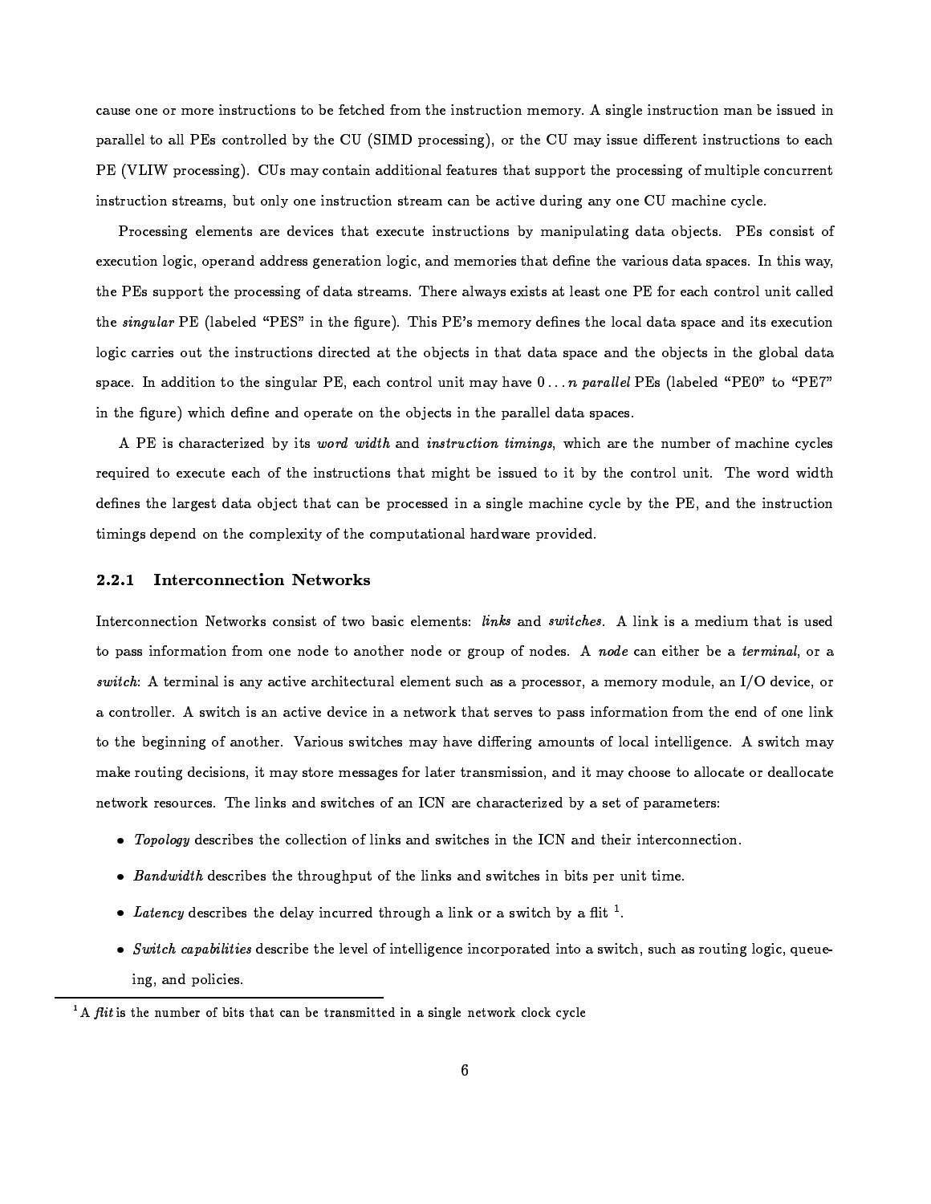cause one or more instructions to be fetched from the instruction memory. A single instruction man be issued in parallel to all PEs controlled by the CU (SIMD processing), or the CU may issue different instructions to each PE (VLIW processing). CUs may contain additional features that support the processing of multiple concurrent instruction streams, but only one instruction stream can be active during any one CU machine cycle.

Processing elements are devices that execute instructions by manipulating data objects. PEs consist of execution logic, operand address generation logic, and memories that define the various data spaces. In this way, the PEs support the processing of data streams. There always exists at least one PE for each control unit called the *singular* PE (labeled "PES" in the figure). This PE's memory defines the local data space and its execution logic carries out the instructions directed at the objects in that data space and the objects in the global data space. In addition to the singular PE, each control unit may have $0 \ldots n$ *parallel* PEs (labeled "PE0" to "PE7" in the figure) which define and operate on the objects in the parallel data spaces.

A PE is characterized by its *word width* and *instruction timings*, which are the number of machine cycles required to execute each of the instructions that might be issued to it by the control unit. The word width defines the largest data object that can be processed in a single machine cycle by the PE, and the instruction timings depend on the complexity of the computational hardware provided.

### 2.2.1 Interconnection Networks

Interconnection Networks consist of two basic elements: *links* and *switches*. A link is a medium that is used to pass information from one node to another node or group of nodes. A *node* can either be a *terminal*, or a *switch*: A terminal is any active architectural element such as a processor, a memory module, an I/O device, or a controller. A switch is an active device in a network that serves to pass information from the end of one link to the beginning of another. Various switches may have differing amounts of local intelligence. A switch may make routing decisions, it may store messages for later transmission, and it may choose to allocate or deallocate network resources. The links and switches of an ICN are characterized by a set of parameters:

- *Topology* describes the collection of links and switches in the ICN and their interconnection.
- *Bandwidth* describes the throughput of the links and switches in bits per unit time.
- *Latency* describes the delay incurred through a link or a switch by a flit [1].
- *Switch capabilities* describe the level of intelligence incorporated into a switch, such as routing logic, queueing, and policies.

[1] A *flit* is the number of bits that can be transmitted in a single network clock cycle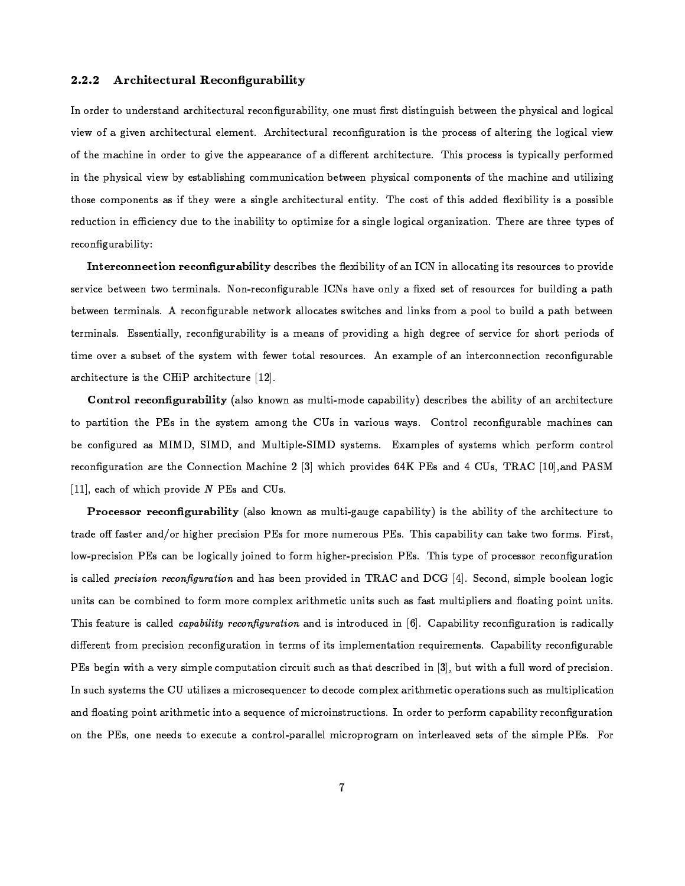### 2.2.2 Architectural Reconfigurability

In order to understand architectural reconfigurability, one must first distinguish between the physical and logical view of a given architectural element. Architectural reconfiguration is the process of altering the logical view of the machine in order to give the appearance of a different architecture. This process is typically performed in the physical view by establishing communication between physical components of the machine and utilizing those components as if they were a single architectural entity. The cost of this added flexibility is a possible reduction in efficiency due to the inability to optimize for a single logical organization. There are three types of reconfigurability:

**Interconnection reconfigurability** describes the flexibility of an ICN in allocating its resources to provide service between two terminals. Non-reconfigurable ICNs have only a fixed set of resources for building a path between terminals. A reconfigurable network allocates switches and links from a pool to build a path between terminals. Essentially, reconfigurability is a means of providing a high degree of service for short periods of time over a subset of the system with fewer total resources. An example of an interconnection reconfigurable architecture is the CHiP architecture [12].

**Control reconfigurability** (also known as multi-mode capability) describes the ability of an architecture to partition the PEs in the system among the CUs in various ways. Control reconfigurable machines can be configured as MIMD, SIMD, and Multiple-SIMD systems. Examples of systems which perform control reconfiguration are the Connection Machine 2 [3] which provides 64K PEs and 4 CUs, TRAC [10],and PASM [11], each of which provide $N$ PEs and CUs.

**Processor reconfigurability** (also known as multi-gauge capability) is the ability of the architecture to trade off faster and/or higher precision PEs for more numerous PEs. This capability can take two forms. First, low-precision PEs can be logically joined to form higher-precision PEs. This type of processor reconfiguration is called *precision reconfiguration* and has been provided in TRAC and DCG [4]. Second, simple boolean logic units can be combined to form more complex arithmetic units such as fast multipliers and floating point units. This feature is called *capability reconfiguration* and is introduced in [6]. Capability reconfiguration is radically different from precision reconfiguration in terms of its implementation requirements. Capability reconfigurable PEs begin with a very simple computation circuit such as that described in [3], but with a full word of precision. In such systems the CU utilizes a microsequencer to decode complex arithmetic operations such as multiplication and floating point arithmetic into a sequence of microinstructions. In order to perform capability reconfiguration on the PEs, one needs to execute a control-parallel microprogram on interleaved sets of the simple PEs. For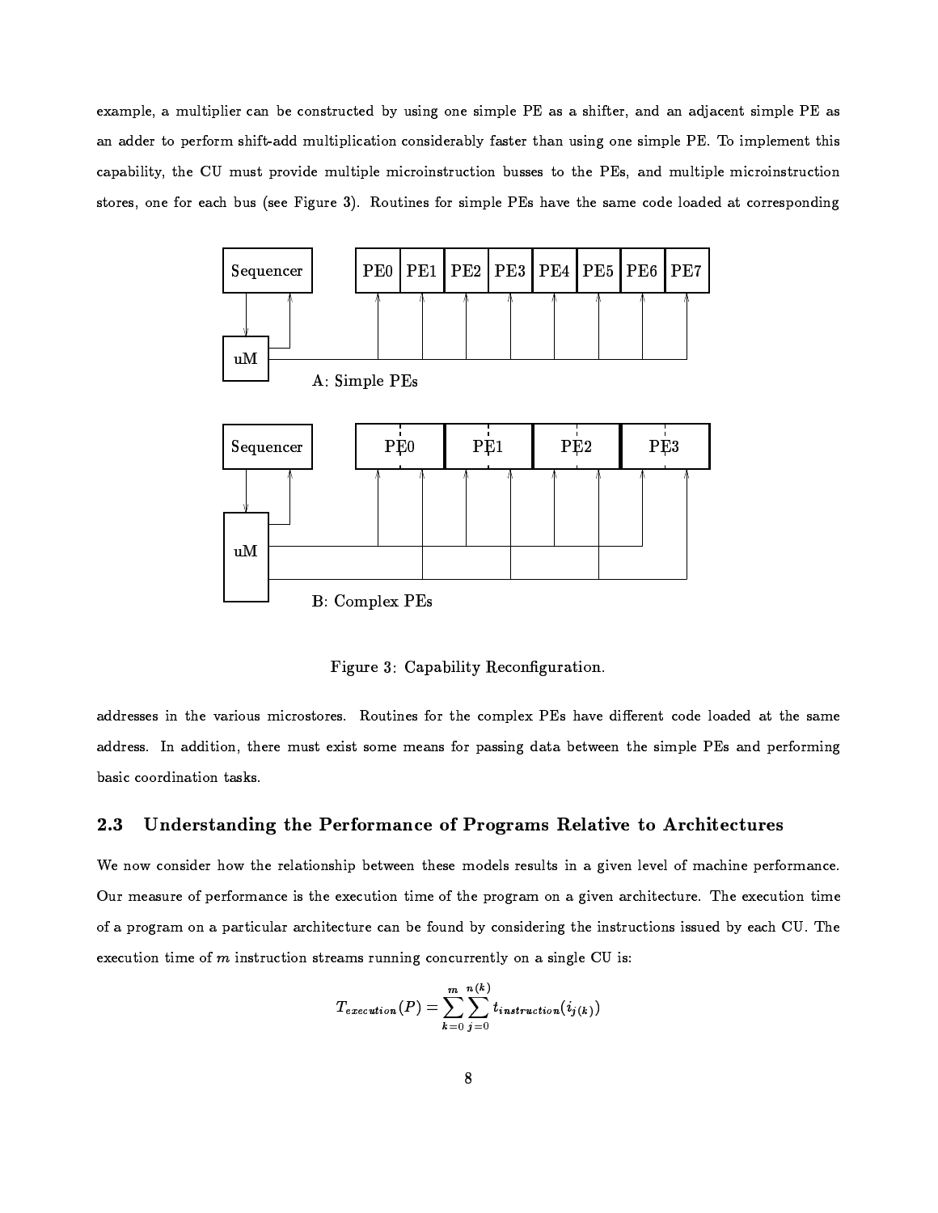example, a multiplier can be constructed by using one simple PE as a shifter, and an adjacent simple PE as an adder to perform shift-add multiplication considerably faster than using one simple PE. To implement this capability, the CU must provide multiple microinstruction busses to the PEs, and multiple microinstruction stores, one for each bus (see Figure 3). Routines for simple PEs have the same code loaded at corresponding

Figure 3: Capability Reconfiguration.

addresses in the various microstores. Routines for the complex PEs have different code loaded at the same address. In addition, there must exist some means for passing data between the simple PEs and performing basic coordination tasks.

## 2.3 Understanding the Performance of Programs Relative to Architectures

We now consider how the relationship between these models results in a given level of machine performance. Our measure of performance is the execution time of the program on a given architecture. The execution time of a program on a particular architecture can be found by considering the instructions issued by each CU. The execution time of $m$ instruction streams running concurrently on a single CU is:

$$T_{execution}(P) = \sum_{k=0}^{m} \sum_{j=0}^{n(k)} t_{instruction}(i_{j(k)})$$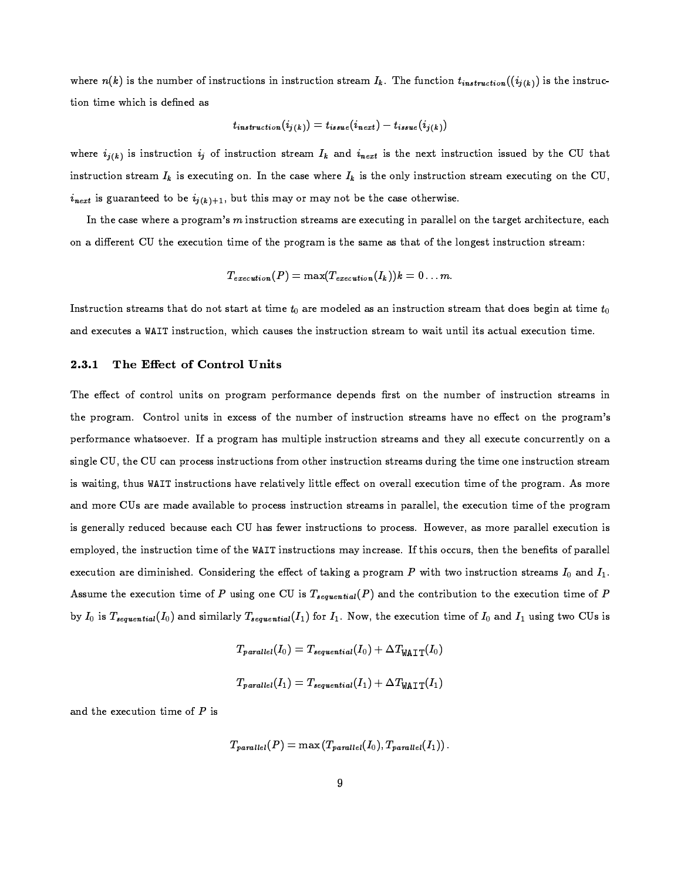where $n(k)$ is the number of instructions in instruction stream $I_k$. The function $t_{instruction}((i_{j(k)})$ is the instruction time which is defined as

$$t_{instruction}(i_{j(k)}) = t_{issue}(i_{next}) - t_{issue}(i_{j(k)})$$

where $i_{j(k)}$ is instruction $i_j$ of instruction stream $I_k$ and $i_{next}$ is the next instruction issued by the CU that instruction stream $I_k$ is executing on. In the case where $I_k$ is the only instruction stream executing on the CU, $i_{next}$ is guaranteed to be $i_{j(k)+1}$, but this may or may not be the case otherwise.

In the case where a program's $m$ instruction streams are executing in parallel on the target architecture, each on a different CU the execution time of the program is the same as that of the longest instruction stream:

$$T_{execution}(P) = \max(T_{execution}(I_k))k = 0 \ldots m.$$

Instruction streams that do not start at time $t_0$ are modeled as an instruction stream that does begin at time $t_0$ and executes a `WAIT` instruction, which causes the instruction stream to wait until its actual execution time.

### 2.3.1 The Effect of Control Units

The effect of control units on program performance depends first on the number of instruction streams in the program. Control units in excess of the number of instruction streams have no effect on the program's performance whatsoever. If a program has multiple instruction streams and they all execute concurrently on a single CU, the CU can process instructions from other instruction streams during the time one instruction stream is waiting, thus `WAIT` instructions have relatively little effect on overall execution time of the program. As more and more CUs are made available to process instruction streams in parallel, the execution time of the program is generally reduced because each CU has fewer instructions to process. However, as more parallel execution is employed, the instruction time of the `WAIT` instructions may increase. If this occurs, then the benefits of parallel execution are diminished. Considering the effect of taking a program $P$ with two instruction streams $I_0$ and $I_1$. Assume the execution time of $P$ using one CU is $T_{sequential}(P)$ and the contribution to the execution time of $P$ by $I_0$ is $T_{sequential}(I_0)$ and similarly $T_{sequential}(I_1)$ for $I_1$. Now, the execution time of $I_0$ and $I_1$ using two CUs is

$$T_{parallel}(I_0) = T_{sequential}(I_0) + \Delta T_{\texttt{WAIT}}(I_0)$$

$$T_{parallel}(I_1) = T_{sequential}(I_1) + \Delta T_{\texttt{WAIT}}(I_1)$$

and the execution time of $P$ is

$$T_{parallel}(P) = \max\left(T_{parallel}(I_0), T_{parallel}(I_1)\right).$$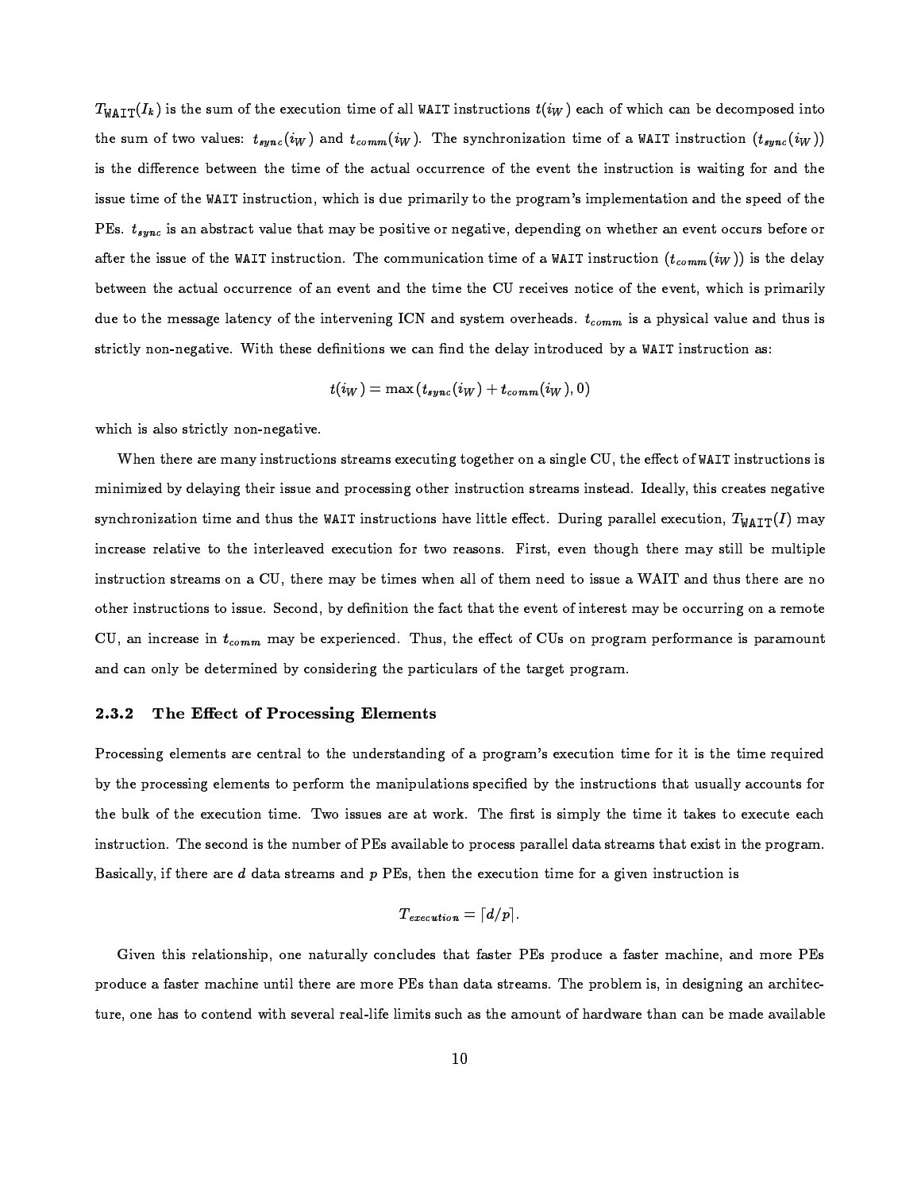$T_{\texttt{WAIT}}(I_k)$ is the sum of the execution time of all `WAIT` instructions $t(i_W)$ each of which can be decomposed into the sum of two values: $t_{sync}(i_W)$ and $t_{comm}(i_W)$. The synchronization time of a `WAIT` instruction ($t_{sync}(i_W)$) is the difference between the time of the actual occurrence of the event the instruction is waiting for and the issue time of the `WAIT` instruction, which is due primarily to the program's implementation and the speed of the PEs. $t_{sync}$ is an abstract value that may be positive or negative, depending on whether an event occurs before or after the issue of the `WAIT` instruction. The communication time of a `WAIT` instruction ($t_{comm}(i_W)$) is the delay between the actual occurrence of an event and the time the CU receives notice of the event, which is primarily due to the message latency of the intervening ICN and system overheads. $t_{comm}$ is a physical value and thus is strictly non-negative. With these definitions we can find the delay introduced by a `WAIT` instruction as:

$$t(i_W) = \max\left(t_{sync}(i_W) + t_{comm}(i_W), 0\right)$$

which is also strictly non-negative.

When there are many instructions streams executing together on a single CU, the effect of `WAIT` instructions is minimized by delaying their issue and processing other instruction streams instead. Ideally, this creates negative synchronization time and thus the `WAIT` instructions have little effect. During parallel execution, $T_{\texttt{WAIT}}(I)$ may increase relative to the interleaved execution for two reasons. First, even though there may still be multiple instruction streams on a CU, there may be times when all of them need to issue a WAIT and thus there are no other instructions to issue. Second, by definition the fact that the event of interest may be occurring on a remote CU, an increase in $t_{comm}$ may be experienced. Thus, the effect of CUs on program performance is paramount and can only be determined by considering the particulars of the target program.

### 2.3.2 The Effect of Processing Elements

Processing elements are central to the understanding of a program's execution time for it is the time required by the processing elements to perform the manipulations specified by the instructions that usually accounts for the bulk of the execution time. Two issues are at work. The first is simply the time it takes to execute each instruction. The second is the number of PEs available to process parallel data streams that exist in the program. Basically, if there are $d$ data streams and $p$ PEs, then the execution time for a given instruction is

$$T_{execution} = \lceil d/p \rceil.$$

Given this relationship, one naturally concludes that faster PEs produce a faster machine, and more PEs produce a faster machine until there are more PEs than data streams. The problem is, in designing an architecture, one has to contend with several real-life limits such as the amount of hardware than can be made available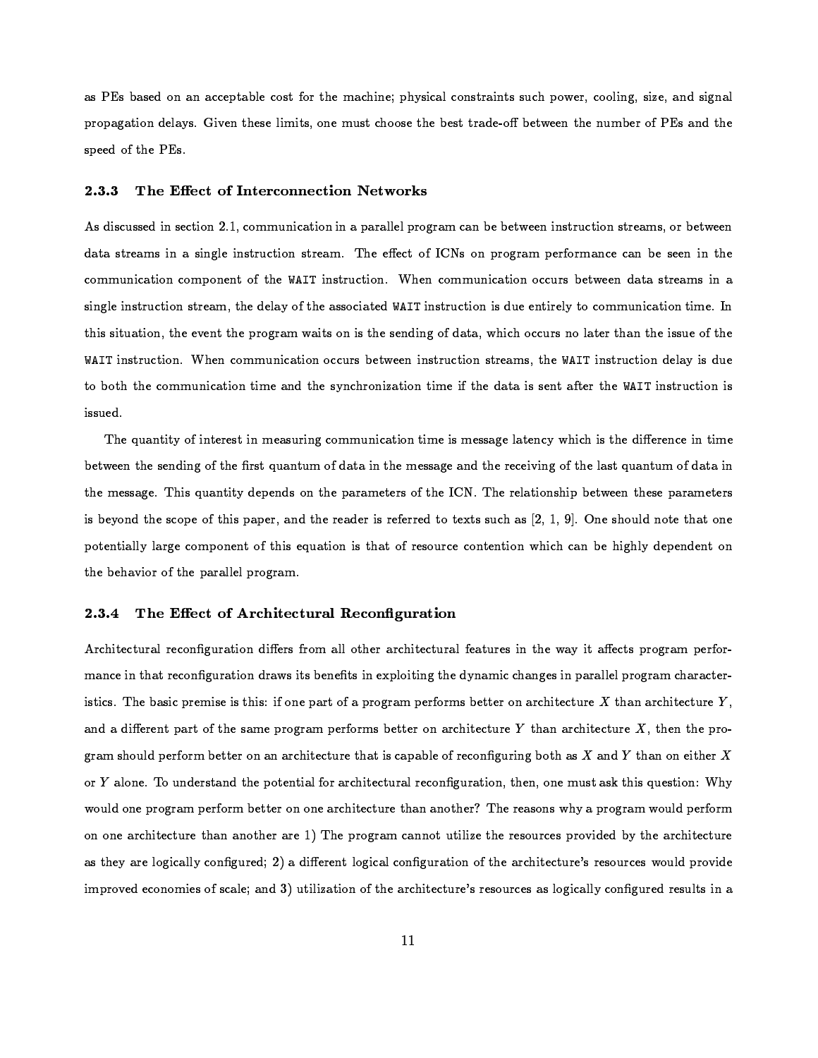as PEs based on an acceptable cost for the machine; physical constraints such power, cooling, size, and signal propagation delays. Given these limits, one must choose the best trade-off between the number of PEs and the speed of the PEs.

### 2.3.3 The Effect of Interconnection Networks

As discussed in section 2.1, communication in a parallel program can be between instruction streams, or between data streams in a single instruction stream. The effect of ICNs on program performance can be seen in the communication component of the `WAIT` instruction. When communication occurs between data streams in a single instruction stream, the delay of the associated `WAIT` instruction is due entirely to communication time. In this situation, the event the program waits on is the sending of data, which occurs no later than the issue of the `WAIT` instruction. When communication occurs between instruction streams, the `WAIT` instruction delay is due to both the communication time and the synchronization time if the data is sent after the `WAIT` instruction is issued.

The quantity of interest in measuring communication time is message latency which is the difference in time between the sending of the first quantum of data in the message and the receiving of the last quantum of data in the message. This quantity depends on the parameters of the ICN. The relationship between these parameters is beyond the scope of this paper, and the reader is referred to texts such as [2, 1, 9]. One should note that one potentially large component of this equation is that of resource contention which can be highly dependent on the behavior of the parallel program.

### 2.3.4 The Effect of Architectural Reconfiguration

Architectural reconfiguration differs from all other architectural features in the way it affects program performance in that reconfiguration draws its benefits in exploiting the dynamic changes in parallel program characteristics. The basic premise is this: if one part of a program performs better on architecture $X$ than architecture $Y$, and a different part of the same program performs better on architecture $Y$ than architecture $X$, then the program should perform better on an architecture that is capable of reconfiguring both as $X$ and $Y$ than on either $X$ or $Y$ alone. To understand the potential for architectural reconfiguration, then, one must ask this question: Why would one program perform better on one architecture than another? The reasons why a program would perform on one architecture than another are 1) The program cannot utilize the resources provided by the architecture as they are logically configured; 2) a different logical configuration of the architecture's resources would provide improved economies of scale; and 3) utilization of the architecture's resources as logically configured results in a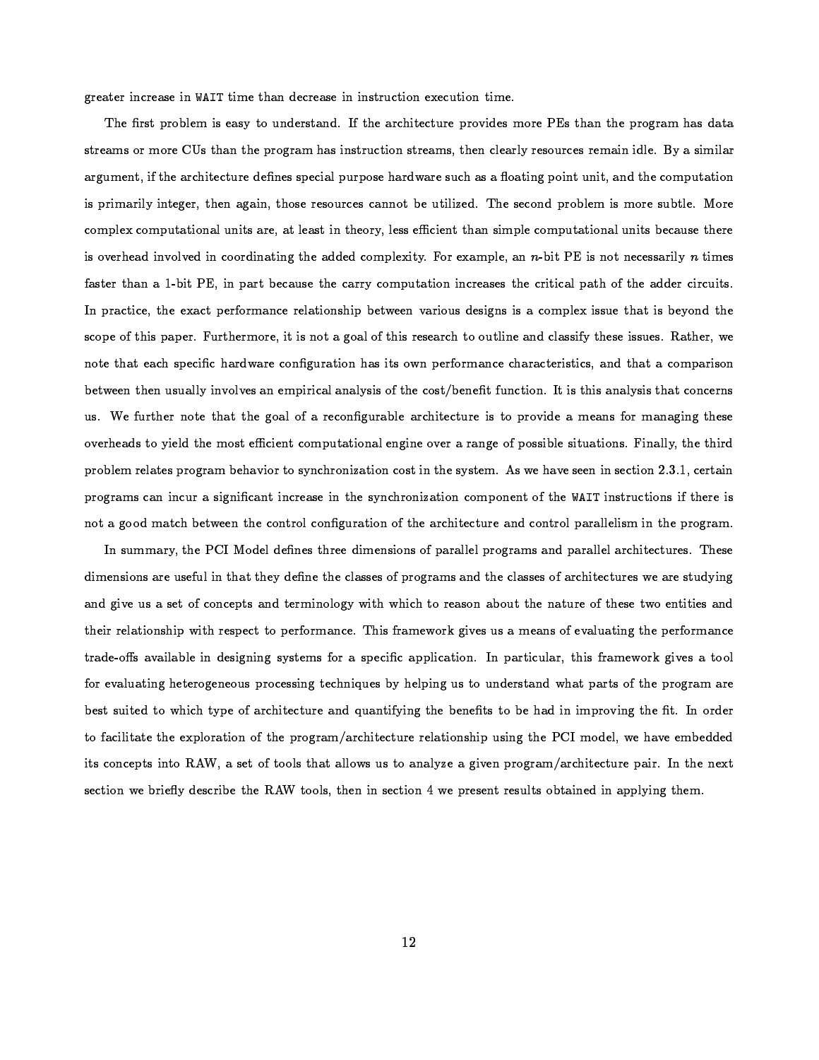greater increase in `WAIT` time than decrease in instruction execution time.

The first problem is easy to understand. If the architecture provides more PEs than the program has data streams or more CUs than the program has instruction streams, then clearly resources remain idle. By a similar argument, if the architecture defines special purpose hardware such as a floating point unit, and the computation is primarily integer, then again, those resources cannot be utilized. The second problem is more subtle. More complex computational units are, at least in theory, less efficient than simple computational units because there is overhead involved in coordinating the added complexity. For example, an $n$-bit PE is not necessarily $n$ times faster than a 1-bit PE, in part because the carry computation increases the critical path of the adder circuits. In practice, the exact performance relationship between various designs is a complex issue that is beyond the scope of this paper. Furthermore, it is not a goal of this research to outline and classify these issues. Rather, we note that each specific hardware configuration has its own performance characteristics, and that a comparison between then usually involves an empirical analysis of the cost/benefit function. It is this analysis that concerns us. We further note that the goal of a reconfigurable architecture is to provide a means for managing these overheads to yield the most efficient computational engine over a range of possible situations. Finally, the third problem relates program behavior to synchronization cost in the system. As we have seen in section 2.3.1, certain programs can incur a significant increase in the synchronization component of the `WAIT` instructions if there is not a good match between the control configuration of the architecture and control parallelism in the program.

In summary, the PCI Model defines three dimensions of parallel programs and parallel architectures. These dimensions are useful in that they define the classes of programs and the classes of architectures we are studying and give us a set of concepts and terminology with which to reason about the nature of these two entities and their relationship with respect to performance. This framework gives us a means of evaluating the performance trade-offs available in designing systems for a specific application. In particular, this framework gives a tool for evaluating heterogeneous processing techniques by helping us to understand what parts of the program are best suited to which type of architecture and quantifying the benefits to be had in improving the fit. In order to facilitate the exploration of the program/architecture relationship using the PCI model, we have embedded its concepts into RAW, a set of tools that allows us to analyze a given program/architecture pair. In the next section we briefly describe the RAW tools, then in section 4 we present results obtained in applying them.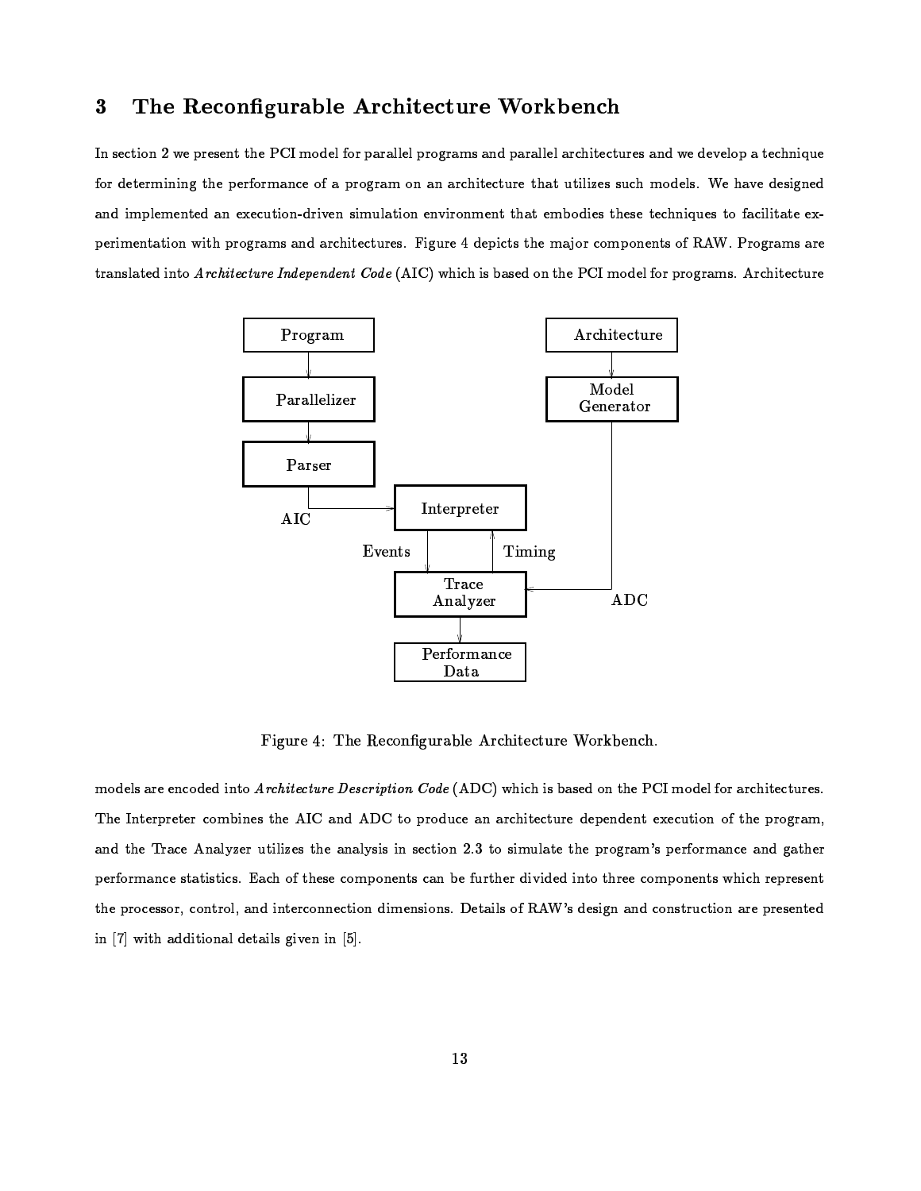# 3 The Reconfigurable Architecture Workbench

In section 2 we present the PCI model for parallel programs and parallel architectures and we develop a technique for determining the performance of a program on an architecture that utilizes such models. We have designed and implemented an execution-driven simulation environment that embodies these techniques to facilitate experimentation with programs and architectures. Figure 4 depicts the major components of RAW. Programs are translated into *Architecture Independent Code* (AIC) which is based on the PCI model for programs. Architecture

Figure 4: The Reconfigurable Architecture Workbench.

models are encoded into *Architecture Description Code* (ADC) which is based on the PCI model for architectures. The Interpreter combines the AIC and ADC to produce an architecture dependent execution of the program, and the Trace Analyzer utilizes the analysis in section 2.3 to simulate the program's performance and gather performance statistics. Each of these components can be further divided into three components which represent the processor, control, and interconnection dimensions. Details of RAW's design and construction are presented in [7] with additional details given in [5].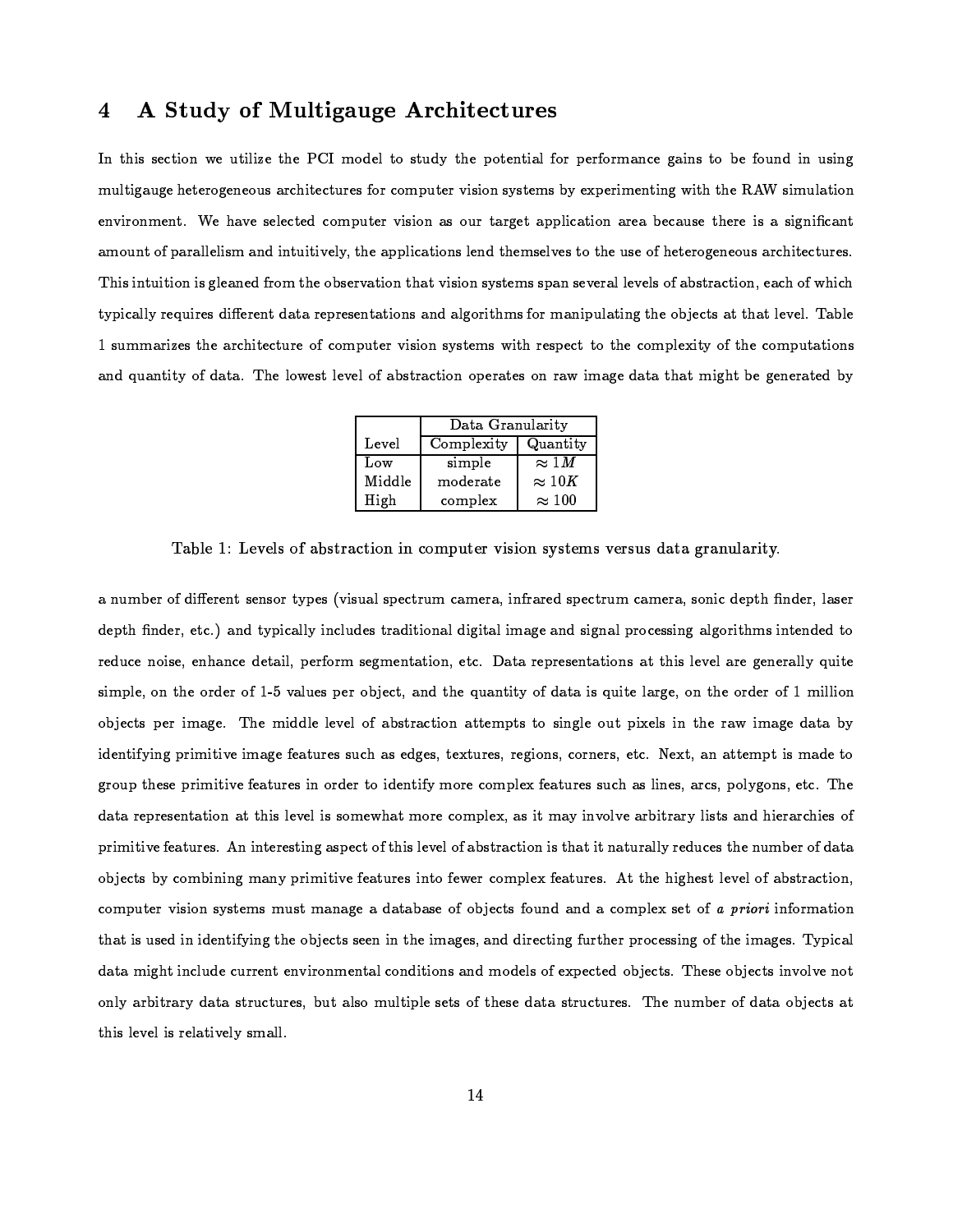## 4 A Study of Multigauge Architectures

In this section we utilize the PCI model to study the potential for performance gains to be found in using multigauge heterogeneous architectures for computer vision systems by experimenting with the RAW simulation environment. We have selected computer vision as our target application area because there is a significant amount of parallelism and intuitively, the applications lend themselves to the use of heterogeneous architectures. This intuition is gleaned from the observation that vision systems span several levels of abstraction, each of which typically requires different data representations and algorithms for manipulating the objects at that level. Table 1 summarizes the architecture of computer vision systems with respect to the complexity of the computations and quantity of data. The lowest level of abstraction operates on raw image data that might be generated by

| | Data Granularity | |
|---|---|---|
| Level | Complexity | Quantity |
| Low | simple | $\approx 1M$ |
| Middle | moderate | $\approx 10K$ |
| High | complex | $\approx 100$ |

Table 1: Levels of abstraction in computer vision systems versus data granularity.

a number of different sensor types (visual spectrum camera, infrared spectrum camera, sonic depth finder, laser depth finder, etc.) and typically includes traditional digital image and signal processing algorithms intended to reduce noise, enhance detail, perform segmentation, etc. Data representations at this level are generally quite simple, on the order of 1-5 values per object, and the quantity of data is quite large, on the order of 1 million objects per image. The middle level of abstraction attempts to single out pixels in the raw image data by identifying primitive image features such as edges, textures, regions, corners, etc. Next, an attempt is made to group these primitive features in order to identify more complex features such as lines, arcs, polygons, etc. The data representation at this level is somewhat more complex, as it may involve arbitrary lists and hierarchies of primitive features. An interesting aspect of this level of abstraction is that it naturally reduces the number of data objects by combining many primitive features into fewer complex features. At the highest level of abstraction, computer vision systems must manage a database of objects found and a complex set of *a priori* information that is used in identifying the objects seen in the images, and directing further processing of the images. Typical data might include current environmental conditions and models of expected objects. These objects involve not only arbitrary data structures, but also multiple sets of these data structures. The number of data objects at this level is relatively small.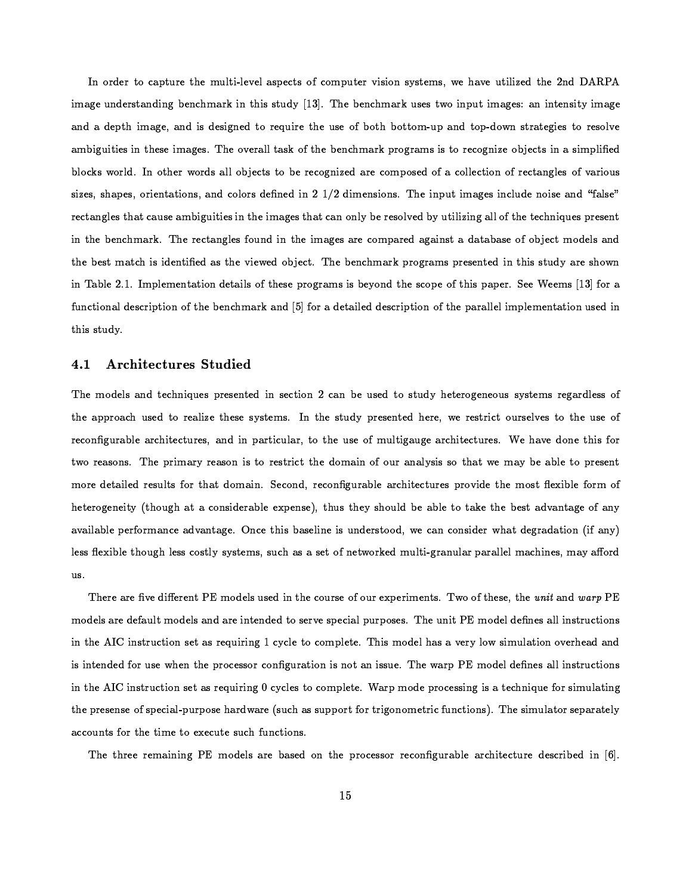In order to capture the multi-level aspects of computer vision systems, we have utilized the 2nd DARPA image understanding benchmark in this study [13]. The benchmark uses two input images: an intensity image and a depth image, and is designed to require the use of both bottom-up and top-down strategies to resolve ambiguities in these images. The overall task of the benchmark programs is to recognize objects in a simplified blocks world. In other words all objects to be recognized are composed of a collection of rectangles of various sizes, shapes, orientations, and colors defined in 2 1/2 dimensions. The input images include noise and "false" rectangles that cause ambiguities in the images that can only be resolved by utilizing all of the techniques present in the benchmark. The rectangles found in the images are compared against a database of object models and the best match is identified as the viewed object. The benchmark programs presented in this study are shown in Table 2.1. Implementation details of these programs is beyond the scope of this paper. See Weems [13] for a functional description of the benchmark and [5] for a detailed description of the parallel implementation used in this study.

### 4.1 Architectures Studied

The models and techniques presented in section 2 can be used to study heterogeneous systems regardless of the approach used to realize these systems. In the study presented here, we restrict ourselves to the use of reconfigurable architectures, and in particular, to the use of multigauge architectures. We have done this for two reasons. The primary reason is to restrict the domain of our analysis so that we may be able to present more detailed results for that domain. Second, reconfigurable architectures provide the most flexible form of heterogeneity (though at a considerable expense), thus they should be able to take the best advantage of any available performance advantage. Once this baseline is understood, we can consider what degradation (if any) less flexible though less costly systems, such as a set of networked multi-granular parallel machines, may afford us.

There are five different PE models used in the course of our experiments. Two of these, the *unit* and *warp* PE models are default models and are intended to serve special purposes. The unit PE model defines all instructions in the AIC instruction set as requiring 1 cycle to complete. This model has a very low simulation overhead and is intended for use when the processor configuration is not an issue. The warp PE model defines all instructions in the AIC instruction set as requiring 0 cycles to complete. Warp mode processing is a technique for simulating the presense of special-purpose hardware (such as support for trigonometric functions). The simulator separately accounts for the time to execute such functions.

The three remaining PE models are based on the processor reconfigurable architecture described in [6].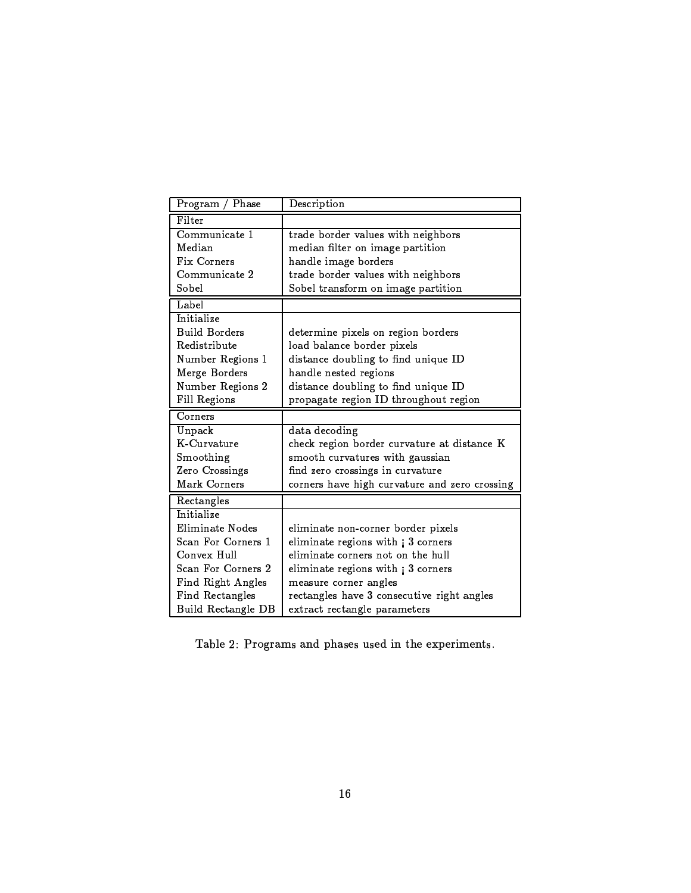| Program / Phase | Description |
|---|---|
| Filter | |
| Communicate 1 | trade border values with neighbors |
| Median | median filter on image partition |
| Fix Corners | handle image borders |
| Communicate 2 | trade border values with neighbors |
| Sobel | Sobel transform on image partition |
| Label | |
| Initialize | |
| Build Borders | determine pixels on region borders |
| Redistribute | load balance border pixels |
| Number Regions 1 | distance doubling to find unique ID |
| Merge Borders | handle nested regions |
| Number Regions 2 | distance doubling to find unique ID |
| Fill Regions | propagate region ID throughout region |
| Corners | |
| Unpack | data decoding |
| K-Curvature | check region border curvature at distance K |
| Smoothing | smooth curvatures with gaussian |
| Zero Crossings | find zero crossings in curvature |
| Mark Corners | corners have high curvature and zero crossing |
| Rectangles | |
| Initialize | |
| Eliminate Nodes | eliminate non-corner border pixels |
| Scan For Corners 1 | eliminate regions with ¡ 3 corners |
| Convex Hull | eliminate corners not on the hull |
| Scan For Corners 2 | eliminate regions with ¡ 3 corners |
| Find Right Angles | measure corner angles |
| Find Rectangles | rectangles have 3 consecutive right angles |
| Build Rectangle DB | extract rectangle parameters |

Table 2: Programs and phases used in the experiments.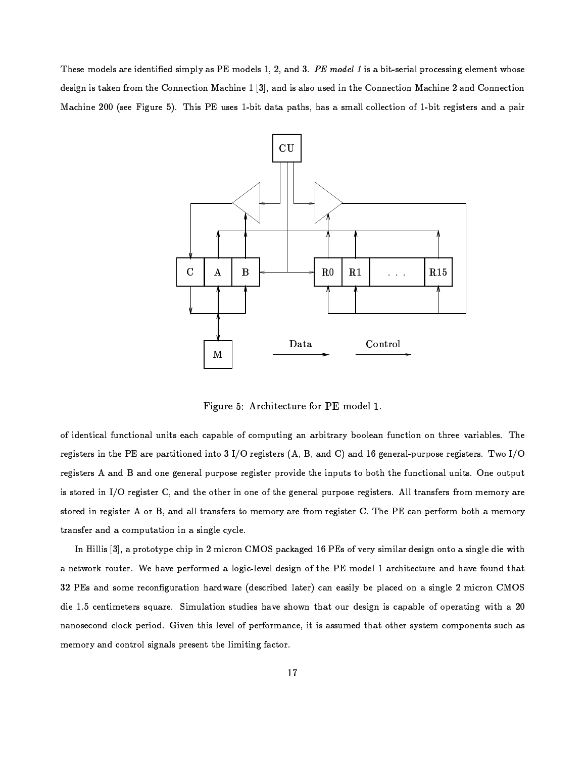These models are identified simply as PE models 1, 2, and 3. *PE model 1* is a bit-serial processing element whose design is taken from the Connection Machine 1 [3], and is also used in the Connection Machine 2 and Connection Machine 200 (see Figure 5). This PE uses 1-bit data paths, has a small collection of 1-bit registers and a pair of identical functional units each capable of computing an arbitrary boolean function on three variables. The registers in the PE are partitioned into 3 I/O registers (A, B, and C) and 16 general-purpose registers. Two I/O registers A and B and one general purpose register provide the inputs to both the functional units. One output is stored in I/O register C, and the other in one of the general purpose registers. All transfers from memory are stored in register A or B, and all transfers to memory are from register C. The PE can perform both a memory transfer and a computation in a single cycle.

Figure 5: Architecture for PE model 1.

In Hillis [3], a prototype chip in 2 micron CMOS packaged 16 PEs of very similar design onto a single die with a network router. We have performed a logic-level design of the PE model 1 architecture and have found that 32 PEs and some reconfiguration hardware (described later) can easily be placed on a single 2 micron CMOS die 1.5 centimeters square. Simulation studies have shown that our design is capable of operating with a 20 nanosecond clock period. Given this level of performance, it is assumed that other system components such as memory and control signals present the limiting factor.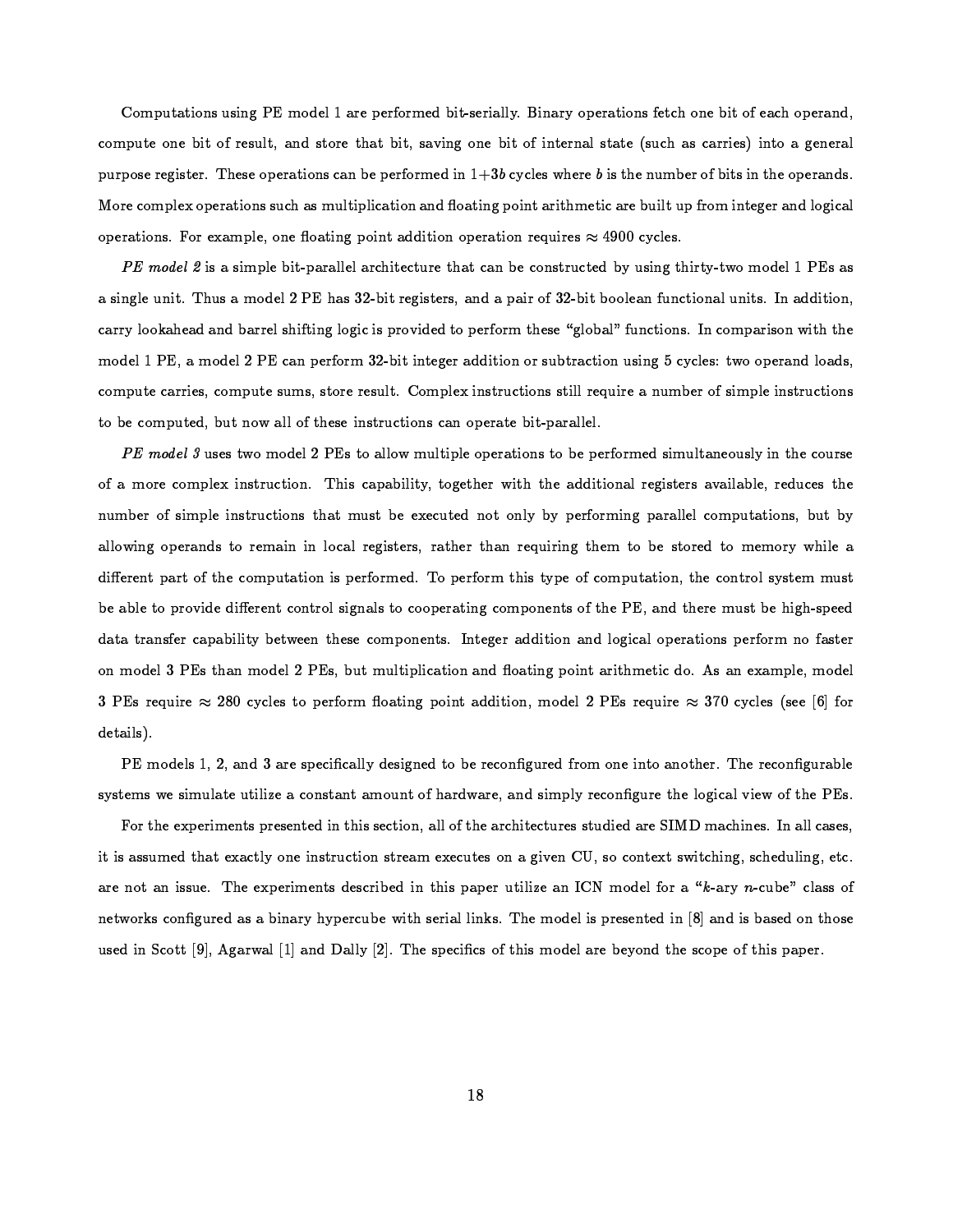Computations using PE model 1 are performed bit-serially. Binary operations fetch one bit of each operand, compute one bit of result, and store that bit, saving one bit of internal state (such as carries) into a general purpose register. These operations can be performed in $1+3b$ cycles where $b$ is the number of bits in the operands. More complex operations such as multiplication and floating point arithmetic are built up from integer and logical operations. For example, one floating point addition operation requires $\approx 4900$ cycles.

*PE model 2* is a simple bit-parallel architecture that can be constructed by using thirty-two model 1 PEs as a single unit. Thus a model 2 PE has 32-bit registers, and a pair of 32-bit boolean functional units. In addition, carry lookahead and barrel shifting logic is provided to perform these "global" functions. In comparison with the model 1 PE, a model 2 PE can perform 32-bit integer addition or subtraction using 5 cycles: two operand loads, compute carries, compute sums, store result. Complex instructions still require a number of simple instructions to be computed, but now all of these instructions can operate bit-parallel.

*PE model 3* uses two model 2 PEs to allow multiple operations to be performed simultaneously in the course of a more complex instruction. This capability, together with the additional registers available, reduces the number of simple instructions that must be executed not only by performing parallel computations, but by allowing operands to remain in local registers, rather than requiring them to be stored to memory while a different part of the computation is performed. To perform this type of computation, the control system must be able to provide different control signals to cooperating components of the PE, and there must be high-speed data transfer capability between these components. Integer addition and logical operations perform no faster on model 3 PEs than model 2 PEs, but multiplication and floating point arithmetic do. As an example, model 3 PEs require $\approx 280$ cycles to perform floating point addition, model 2 PEs require $\approx 370$ cycles (see [6] for details).

PE models 1, 2, and 3 are specifically designed to be reconfigured from one into another. The reconfigurable systems we simulate utilize a constant amount of hardware, and simply reconfigure the logical view of the PEs.

For the experiments presented in this section, all of the architectures studied are SIMD machines. In all cases, it is assumed that exactly one instruction stream executes on a given CU, so context switching, scheduling, etc. are not an issue. The experiments described in this paper utilize an ICN model for a "$k$-ary $n$-cube" class of networks configured as a binary hypercube with serial links. The model is presented in [8] and is based on those used in Scott [9], Agarwal [1] and Dally [2]. The specifics of this model are beyond the scope of this paper.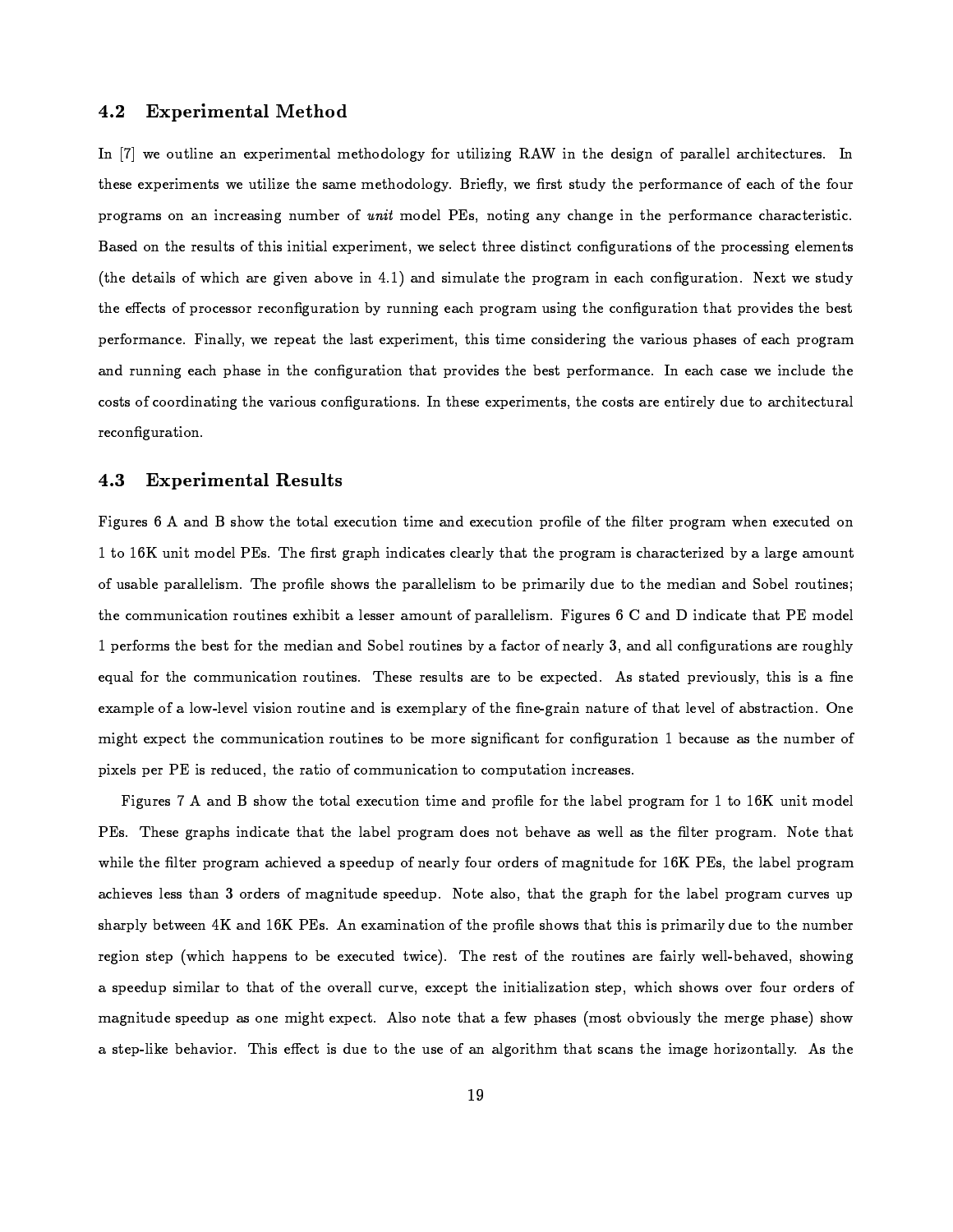## 4.2 Experimental Method

In [7] we outline an experimental methodology for utilizing RAW in the design of parallel architectures. In these experiments we utilize the same methodology. Briefly, we first study the performance of each of the four programs on an increasing number of *unit* model PEs, noting any change in the performance characteristic. Based on the results of this initial experiment, we select three distinct configurations of the processing elements (the details of which are given above in 4.1) and simulate the program in each configuration. Next we study the effects of processor reconfiguration by running each program using the configuration that provides the best performance. Finally, we repeat the last experiment, this time considering the various phases of each program and running each phase in the configuration that provides the best performance. In each case we include the costs of coordinating the various configurations. In these experiments, the costs are entirely due to architectural reconfiguration.

## 4.3 Experimental Results

Figures 6 A and B show the total execution time and execution profile of the filter program when executed on 1 to 16K unit model PEs. The first graph indicates clearly that the program is characterized by a large amount of usable parallelism. The profile shows the parallelism to be primarily due to the median and Sobel routines; the communication routines exhibit a lesser amount of parallelism. Figures 6 C and D indicate that PE model 1 performs the best for the median and Sobel routines by a factor of nearly **3**, and all configurations are roughly equal for the communication routines. These results are to be expected. As stated previously, this is a fine example of a low-level vision routine and is exemplary of the fine-grain nature of that level of abstraction. One might expect the communication routines to be more significant for configuration 1 because as the number of pixels per PE is reduced, the ratio of communication to computation increases.

Figures 7 A and B show the total execution time and profile for the label program for 1 to 16K unit model PEs. These graphs indicate that the label program does not behave as well as the filter program. Note that while the filter program achieved a speedup of nearly four orders of magnitude for 16K PEs, the label program achieves less than **3** orders of magnitude speedup. Note also, that the graph for the label program curves up sharply between 4K and 16K PEs. An examination of the profile shows that this is primarily due to the number region step (which happens to be executed twice). The rest of the routines are fairly well-behaved, showing a speedup similar to that of the overall curve, except the initialization step, which shows over four orders of magnitude speedup as one might expect. Also note that a few phases (most obviously the merge phase) show a step-like behavior. This effect is due to the use of an algorithm that scans the image horizontally. As the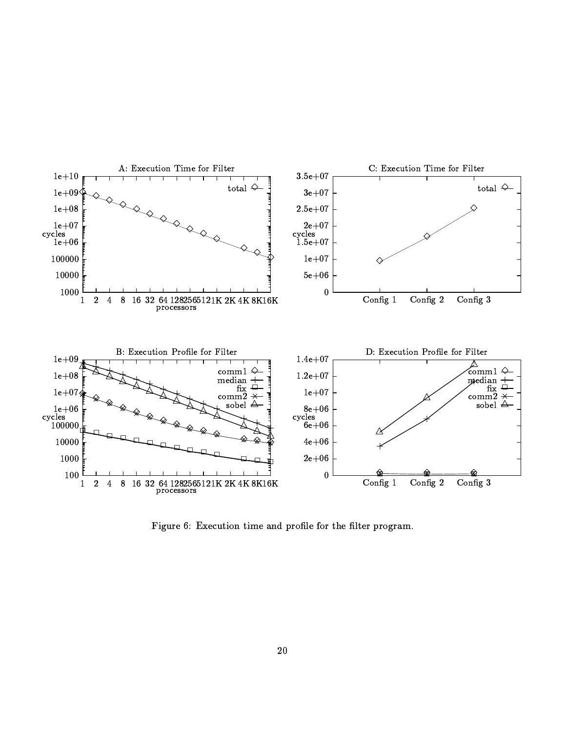Figure 6: Execution time and profile for the filter program.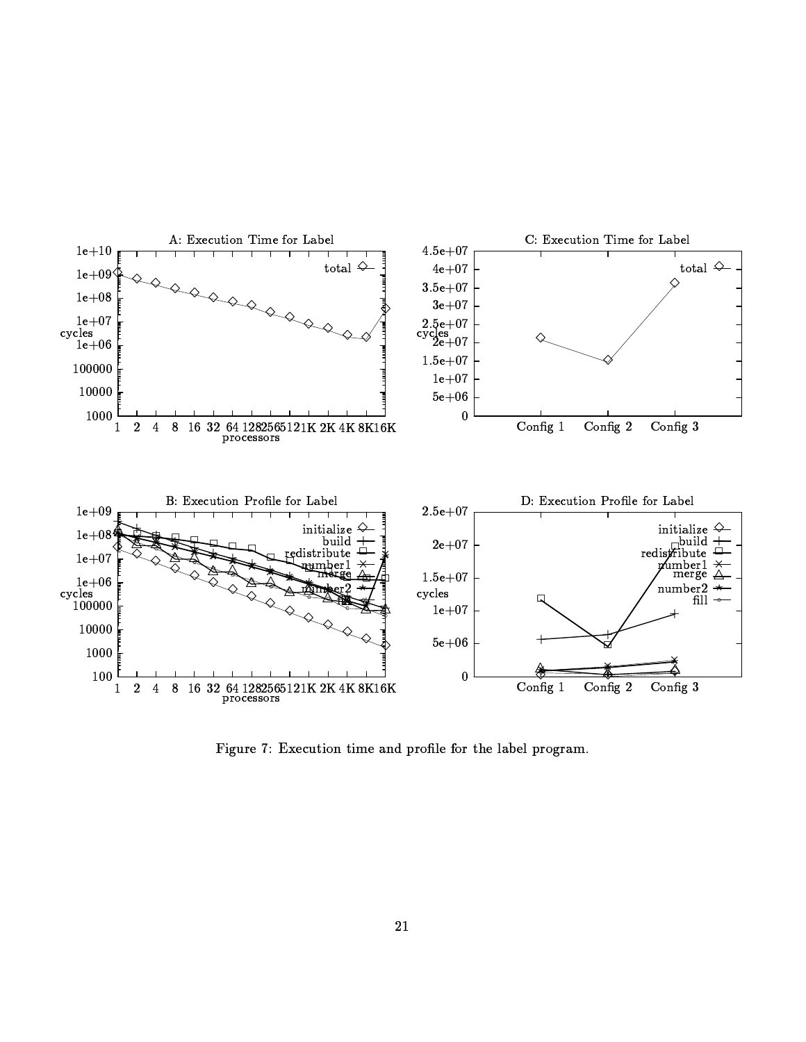Figure 7: Execution time and profile for the label program.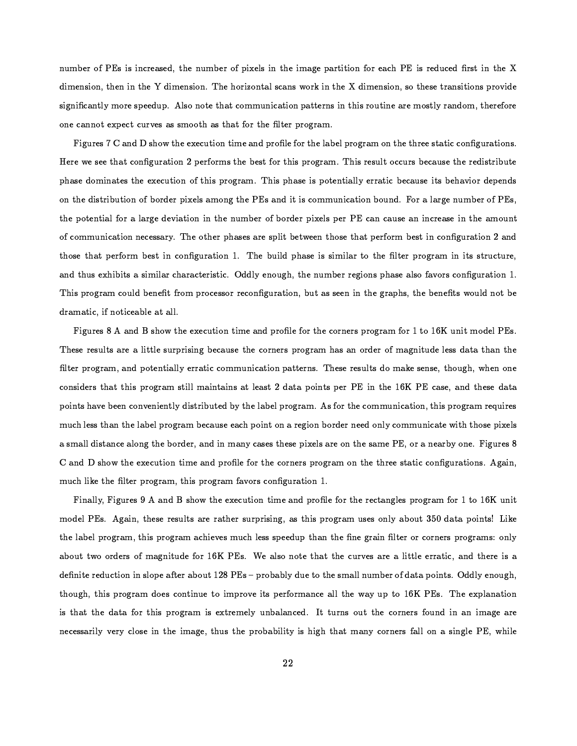number of PEs is increased, the number of pixels in the image partition for each PE is reduced first in the X dimension, then in the Y dimension. The horizontal scans work in the X dimension, so these transitions provide significantly more speedup. Also note that communication patterns in this routine are mostly random, therefore one cannot expect curves as smooth as that for the filter program.

Figures 7 C and D show the execution time and profile for the label program on the three static configurations. Here we see that configuration 2 performs the best for this program. This result occurs because the redistribute phase dominates the execution of this program. This phase is potentially erratic because its behavior depends on the distribution of border pixels among the PEs and it is communication bound. For a large number of PEs, the potential for a large deviation in the number of border pixels per PE can cause an increase in the amount of communication necessary. The other phases are split between those that perform best in configuration 2 and those that perform best in configuration 1. The build phase is similar to the filter program in its structure, and thus exhibits a similar characteristic. Oddly enough, the number regions phase also favors configuration 1. This program could benefit from processor reconfiguration, but as seen in the graphs, the benefits would not be dramatic, if noticeable at all.

Figures 8 A and B show the execution time and profile for the corners program for 1 to 16K unit model PEs. These results are a little surprising because the corners program has an order of magnitude less data than the filter program, and potentially erratic communication patterns. These results do make sense, though, when one considers that this program still maintains at least 2 data points per PE in the 16K PE case, and these data points have been conveniently distributed by the label program. As for the communication, this program requires much less than the label program because each point on a region border need only communicate with those pixels a small distance along the border, and in many cases these pixels are on the same PE, or a nearby one. Figures 8 C and D show the execution time and profile for the corners program on the three static configurations. Again, much like the filter program, this program favors configuration 1.

Finally, Figures 9 A and B show the execution time and profile for the rectangles program for 1 to 16K unit model PEs. Again, these results are rather surprising, as this program uses only about 350 data points! Like the label program, this program achieves much less speedup than the fine grain filter or corners programs: only about two orders of magnitude for 16K PEs. We also note that the curves are a little erratic, and there is a definite reduction in slope after about 128 PEs – probably due to the small number of data points. Oddly enough, though, this program does continue to improve its performance all the way up to 16K PEs. The explanation is that the data for this program is extremely unbalanced. It turns out the corners found in an image are necessarily very close in the image, thus the probability is high that many corners fall on a single PE, while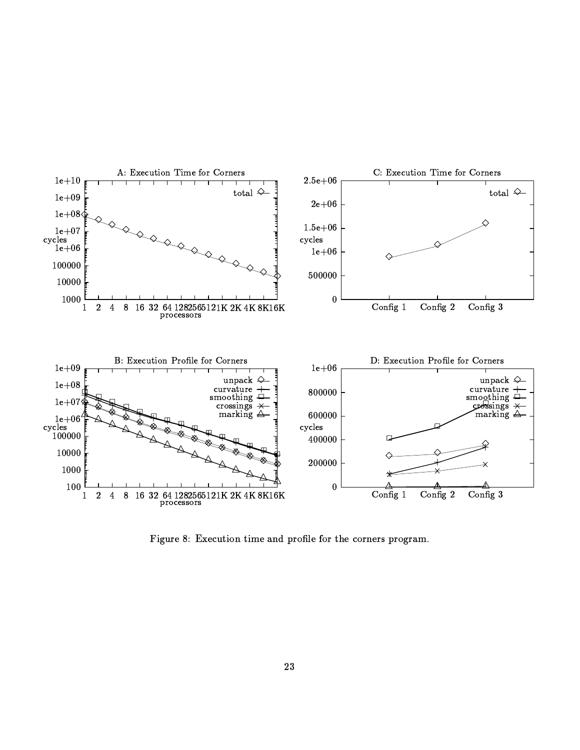Figure 8: Execution time and profile for the corners program.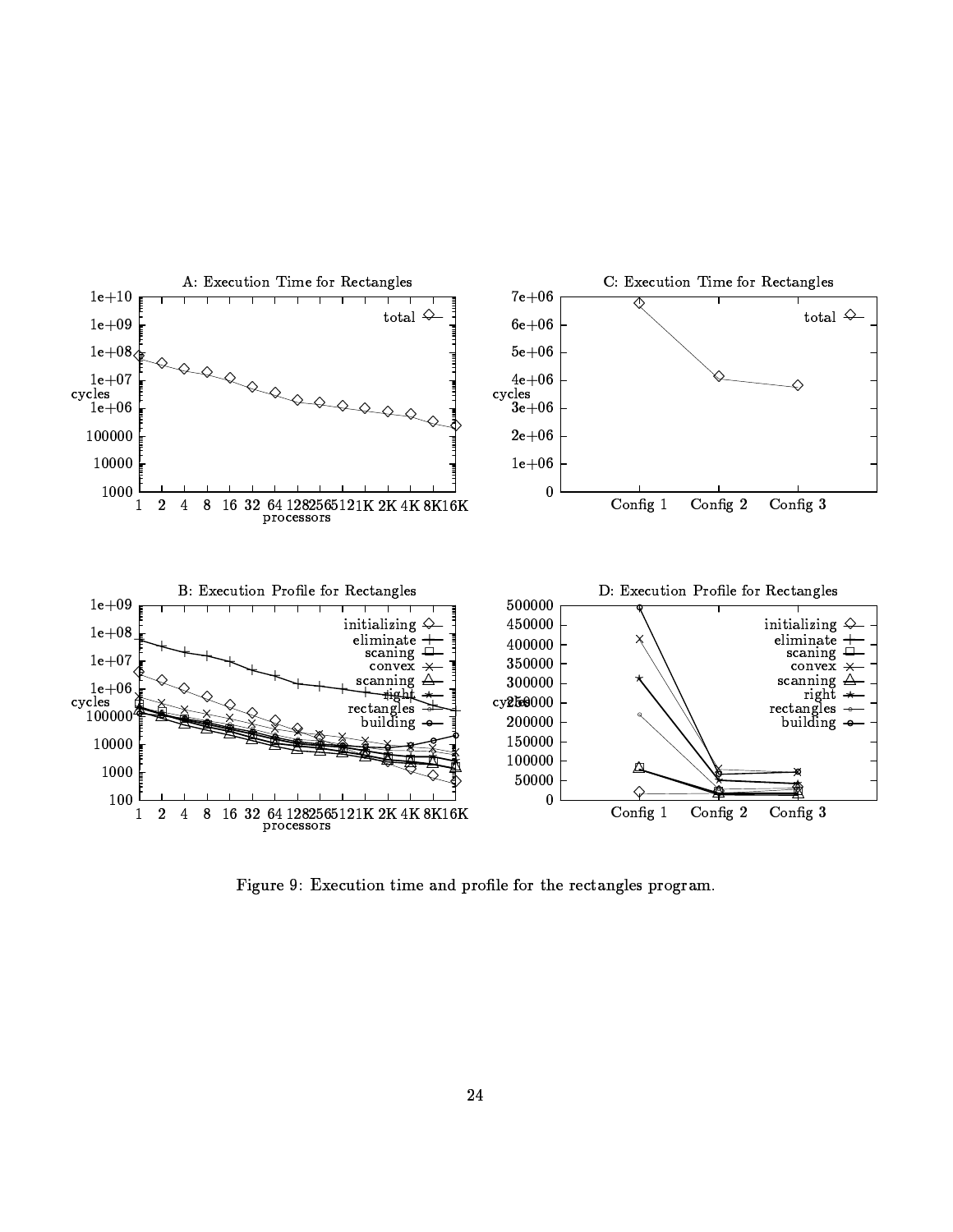A: Execution Time for Rectangles

B: Execution Profile for Rectangles

C: Execution Time for Rectangles

D: Execution Profile for Rectangles

Figure 9: Execution time and profile for the rectangles program.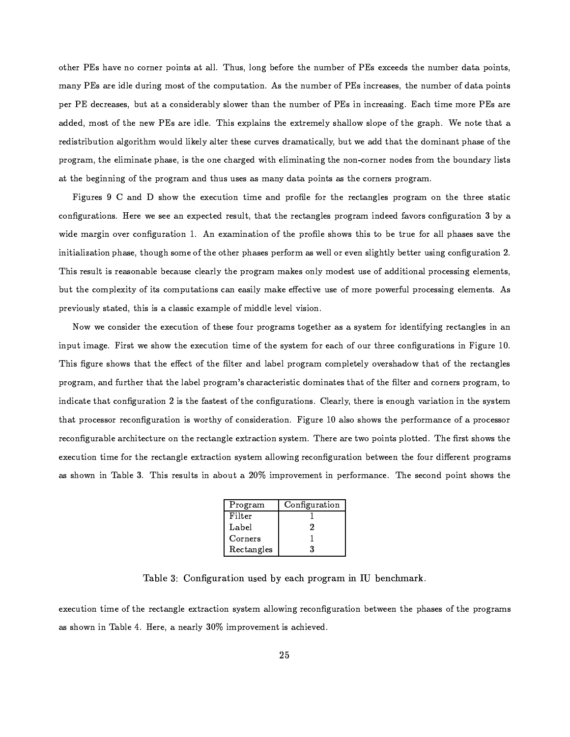other PEs have no corner points at all. Thus, long before the number of PEs exceeds the number data points, many PEs are idle during most of the computation. As the number of PEs increases, the number of data points per PE decreases, but at a considerably slower than the number of PEs in increasing. Each time more PEs are added, most of the new PEs are idle. This explains the extremely shallow slope of the graph. We note that a redistribution algorithm would likely alter these curves dramatically, but we add that the dominant phase of the program, the eliminate phase, is the one charged with eliminating the non-corner nodes from the boundary lists at the beginning of the program and thus uses as many data points as the corners program.

Figures 9 C and D show the execution time and profile for the rectangles program on the three static configurations. Here we see an expected result, that the rectangles program indeed favors configuration 3 by a wide margin over configuration 1. An examination of the profile shows this to be true for all phases save the initialization phase, though some of the other phases perform as well or even slightly better using configuration 2. This result is reasonable because clearly the program makes only modest use of additional processing elements, but the complexity of its computations can easily make effective use of more powerful processing elements. As previously stated, this is a classic example of middle level vision.

Now we consider the execution of these four programs together as a system for identifying rectangles in an input image. First we show the execution time of the system for each of our three configurations in Figure 10. This figure shows that the effect of the filter and label program completely overshadow that of the rectangles program, and further that the label program's characteristic dominates that of the filter and corners program, to indicate that configuration 2 is the fastest of the configurations. Clearly, there is enough variation in the system that processor reconfiguration is worthy of consideration. Figure 10 also shows the performance of a processor reconfigurable architecture on the rectangle extraction system. There are two points plotted. The first shows the execution time for the rectangle extraction system allowing reconfiguration between the four different programs as shown in Table 3. This results in about a 20% improvement in performance. The second point shows the

| Program | Configuration |
|---|---|
| Filter | 1 |
| Label | 2 |
| Corners | 1 |
| Rectangles | 3 |

Table 3: Configuration used by each program in IU benchmark.

execution time of the rectangle extraction system allowing reconfiguration between the phases of the programs as shown in Table 4. Here, a nearly 30% improvement is achieved.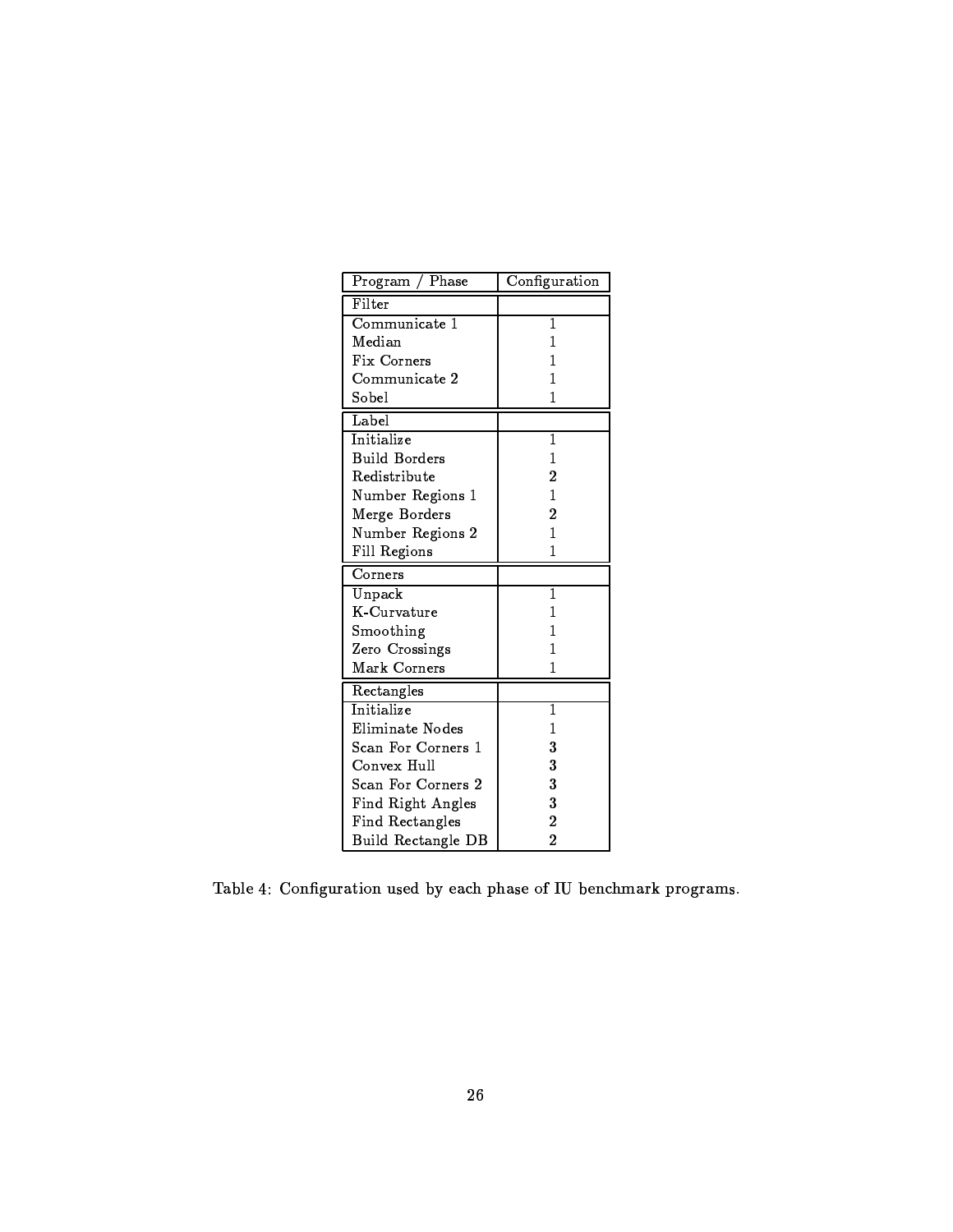| Program / Phase | Configuration |
|---|---|
| Filter | |
| Communicate 1 | 1 |
| Median | 1 |
| Fix Corners | 1 |
| Communicate 2 | 1 |
| Sobel | 1 |
| Label | |
| Initialize | 1 |
| Build Borders | 1 |
| Redistribute | **2** |
| Number Regions 1 | 1 |
| Merge Borders | **2** |
| Number Regions 2 | 1 |
| Fill Regions | 1 |
| Corners | |
| Unpack | 1 |
| K-Curvature | 1 |
| Smoothing | 1 |
| Zero Crossings | 1 |
| Mark Corners | 1 |
| Rectangles | |
| Initialize | 1 |
| Eliminate Nodes | 1 |
| Scan For Corners 1 | **3** |
| Convex Hull | **3** |
| Scan For Corners 2 | **3** |
| Find Right Angles | **3** |
| Find Rectangles | **2** |
| Build Rectangle DB | **2** |

Table 4: Configuration used by each phase of IU benchmark programs.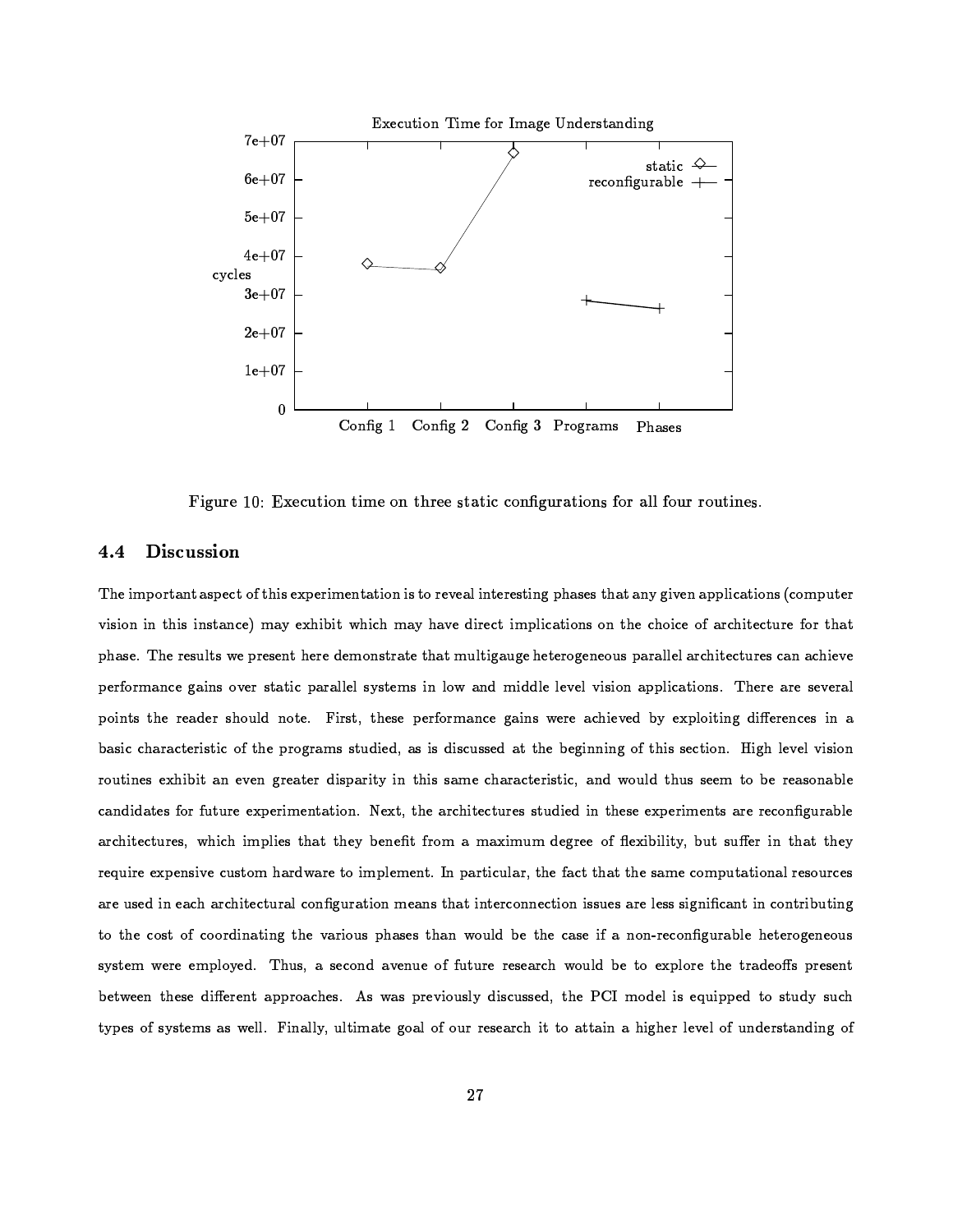Figure 10: Execution time on three static configurations for all four routines.

## 4.4 Discussion

The important aspect of this experimentation is to reveal interesting phases that any given applications (computer vision in this instance) may exhibit which may have direct implications on the choice of architecture for that phase. The results we present here demonstrate that multigauge heterogeneous parallel architectures can achieve performance gains over static parallel systems in low and middle level vision applications. There are several points the reader should note. First, these performance gains were achieved by exploiting differences in a basic characteristic of the programs studied, as is discussed at the beginning of this section. High level vision routines exhibit an even greater disparity in this same characteristic, and would thus seem to be reasonable candidates for future experimentation. Next, the architectures studied in these experiments are reconfigurable architectures, which implies that they benefit from a maximum degree of flexibility, but suffer in that they require expensive custom hardware to implement. In particular, the fact that the same computational resources are used in each architectural configuration means that interconnection issues are less significant in contributing to the cost of coordinating the various phases than would be the case if a non-reconfigurable heterogeneous system were employed. Thus, a second avenue of future research would be to explore the tradeoffs present between these different approaches. As was previously discussed, the PCI model is equipped to study such types of systems as well. Finally, ultimate goal of our research it to attain a higher level of understanding of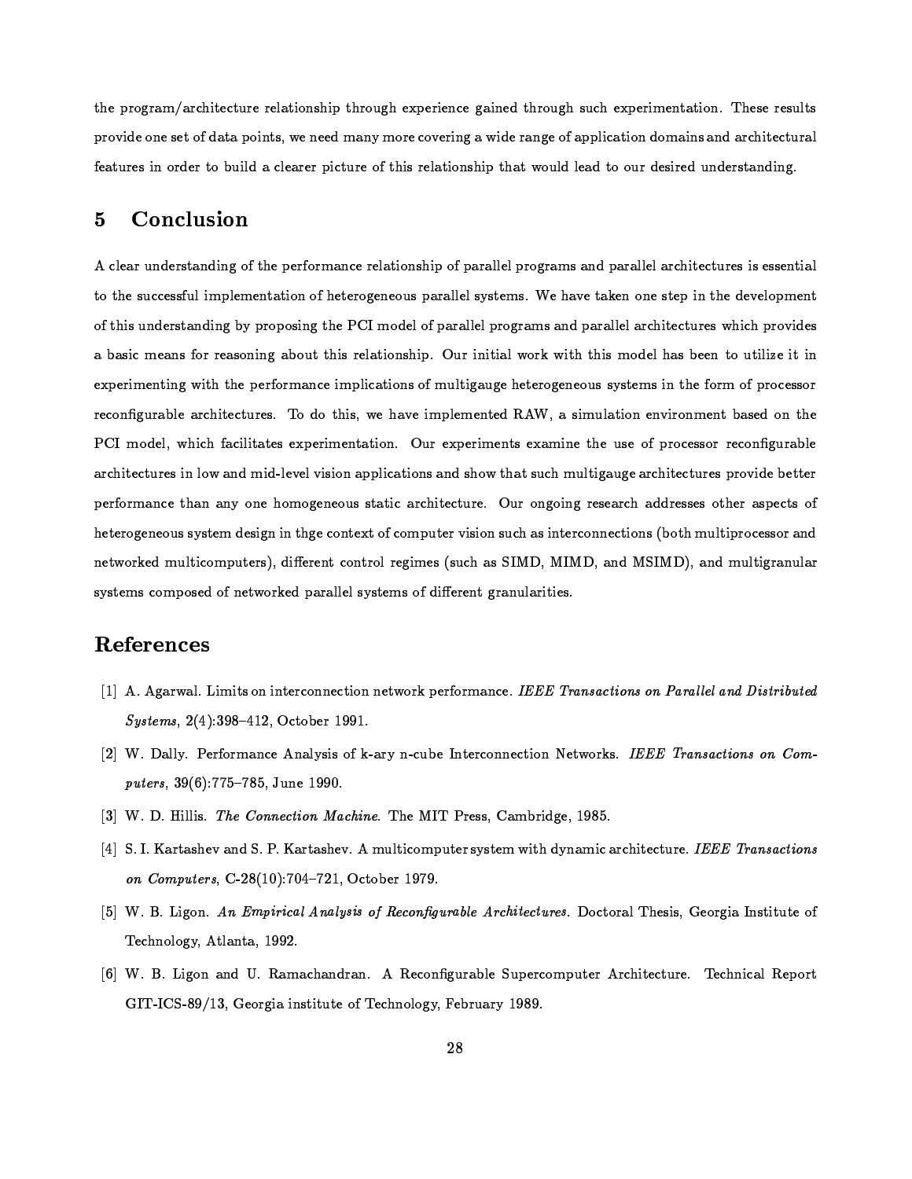the program/architecture relationship through experience gained through such experimentation. These results provide one set of data points, we need many more covering a wide range of application domains and architectural features in order to build a clearer picture of this relationship that would lead to our desired understanding.

## 5 Conclusion

A clear understanding of the performance relationship of parallel programs and parallel architectures is essential to the successful implementation of heterogeneous parallel systems. We have taken one step in the development of this understanding by proposing the PCI model of parallel programs and parallel architectures which provides a basic means for reasoning about this relationship. Our initial work with this model has been to utilize it in experimenting with the performance implications of multigauge heterogeneous systems in the form of processor reconfigurable architectures. To do this, we have implemented RAW, a simulation environment based on the PCI model, which facilitates experimentation. Our experiments examine the use of processor reconfigurable architectures in low and mid-level vision applications and show that such multigauge architectures provide better performance than any one homogeneous static architecture. Our ongoing research addresses other aspects of heterogeneous system design in thge context of computer vision such as interconnections (both multiprocessor and networked multicomputers), different control regimes (such as SIMD, MIMD, and MSIMD), and multigranular systems composed of networked parallel systems of different granularities.

## References

[1] A. Agarwal. Limits on interconnection network performance. *IEEE Transactions on Parallel and Distributed Systems*, 2(4):398–412, October 1991.

[2] W. Dally. Performance Analysis of k-ary n-cube Interconnection Networks. *IEEE Transactions on Computers*, 39(6):775–785, June 1990.

[3] W. D. Hillis. *The Connection Machine*. The MIT Press, Cambridge, 1985.

[4] S. I. Kartashev and S. P. Kartashev. A multicomputer system with dynamic architecture. *IEEE Transactions on Computers*, C-28(10):704–721, October 1979.

[5] W. B. Ligon. *An Empirical Analysis of Reconfigurable Architectures*. Doctoral Thesis, Georgia Institute of Technology, Atlanta, 1992.

[6] W. B. Ligon and U. Ramachandran. A Reconfigurable Supercomputer Architecture. Technical Report GIT-ICS-89/13, Georgia institute of Technology, February 1989.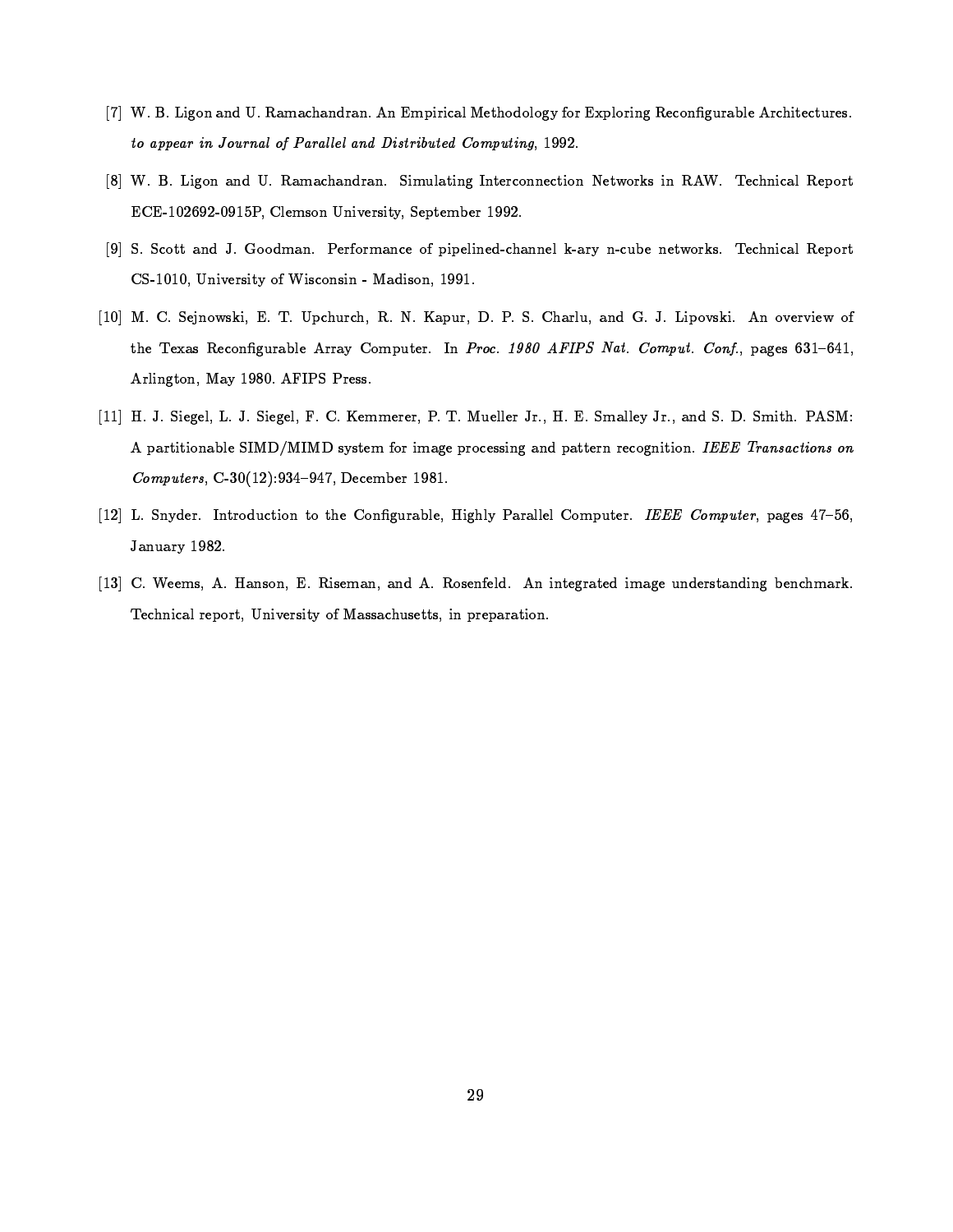[7] W. B. Ligon and U. Ramachandran. An Empirical Methodology for Exploring Reconfigurable Architectures. *to appear in Journal of Parallel and Distributed Computing*, 1992.

[8] W. B. Ligon and U. Ramachandran. Simulating Interconnection Networks in RAW. Technical Report ECE-102692-0915P, Clemson University, September 1992.

[9] S. Scott and J. Goodman. Performance of pipelined-channel k-ary n-cube networks. Technical Report CS-1010, University of Wisconsin - Madison, 1991.

[10] M. C. Sejnowski, E. T. Upchurch, R. N. Kapur, D. P. S. Charlu, and G. J. Lipovski. An overview of the Texas Reconfigurable Array Computer. In *Proc. 1980 AFIPS Nat. Comput. Conf.*, pages 631–641, Arlington, May 1980. AFIPS Press.

[11] H. J. Siegel, L. J. Siegel, F. C. Kemmerer, P. T. Mueller Jr., H. E. Smalley Jr., and S. D. Smith. PASM: A partitionable SIMD/MIMD system for image processing and pattern recognition. *IEEE Transactions on Computers*, C-30(12):934–947, December 1981.

[12] L. Snyder. Introduction to the Configurable, Highly Parallel Computer. *IEEE Computer*, pages 47–56, January 1982.

[13] C. Weems, A. Hanson, E. Riseman, and A. Rosenfeld. An integrated image understanding benchmark. Technical report, University of Massachusetts, in preparation.